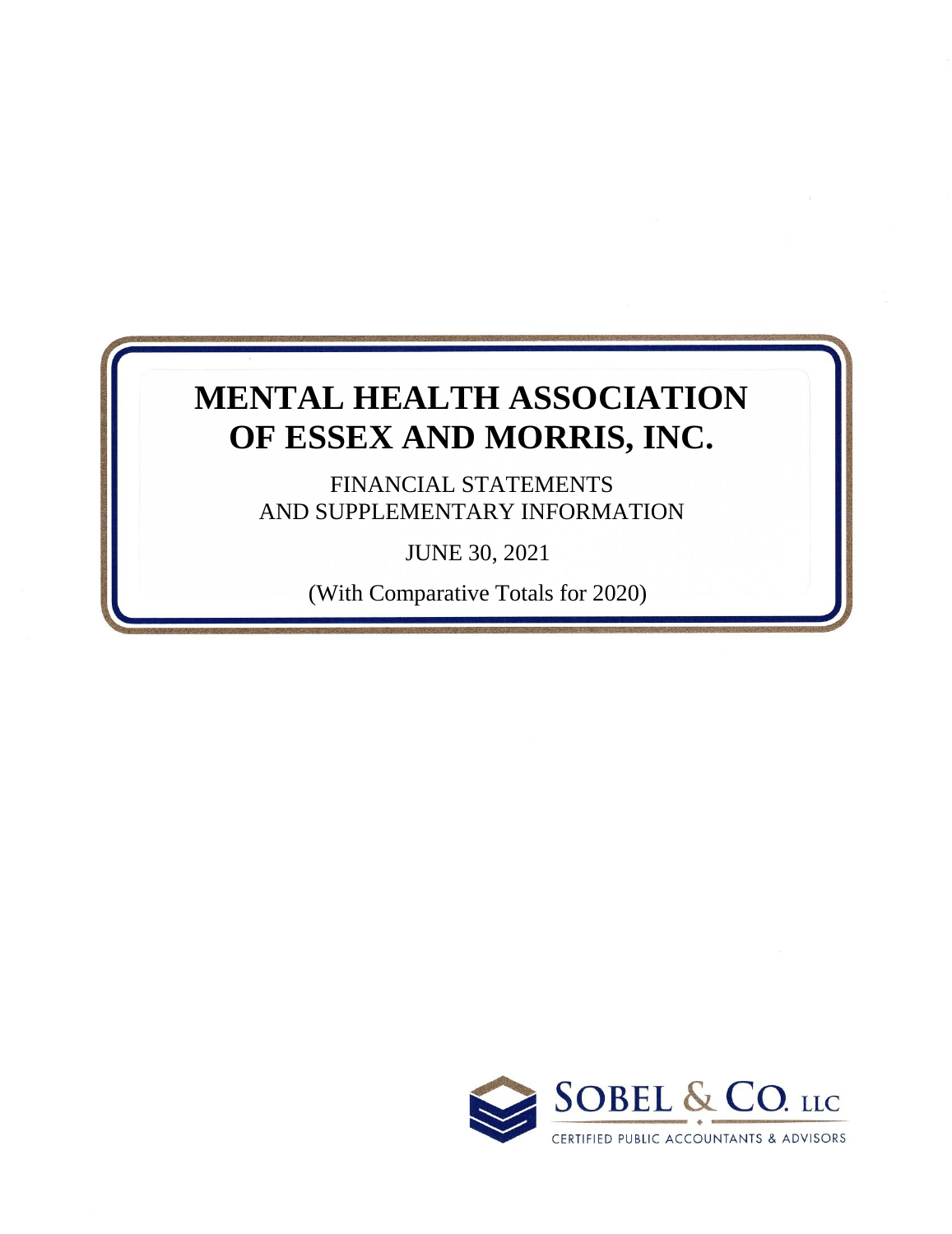# MENTAL HEALTH ASSOCIATION OF ESSEX AND MORRIS, INC.

FINANCIAL STATEMENTS
AND SUPPLEMENTARY INFORMATION

JUNE 30, 2021

(With Comparative Totals for 2020)

SOBEL & CO. LLC
CERTIFIED PUBLIC ACCOUNTANTS & ADVISORS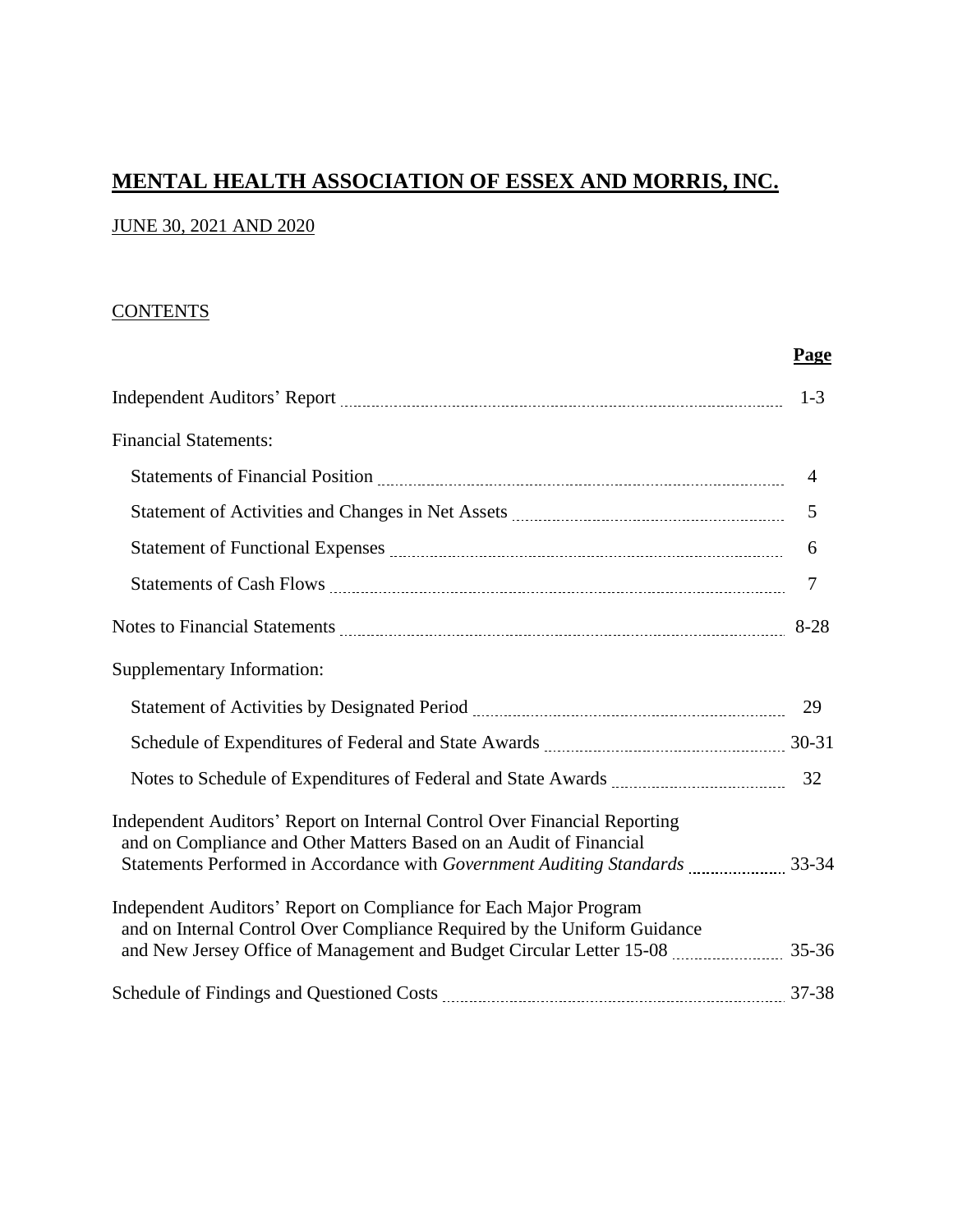# MENTAL HEALTH ASSOCIATION OF ESSEX AND MORRIS, INC.

JUNE 30, 2021 AND 2020

CONTENTS

| | Page |
|---|---|
| Independent Auditors' Report | 1-3 |
| Financial Statements: | |
| Statements of Financial Position | 4 |
| Statement of Activities and Changes in Net Assets | 5 |
| Statement of Functional Expenses | 6 |
| Statements of Cash Flows | 7 |
| Notes to Financial Statements | 8-28 |
| Supplementary Information: | |
| Statement of Activities by Designated Period | 29 |
| Schedule of Expenditures of Federal and State Awards | 30-31 |
| Notes to Schedule of Expenditures of Federal and State Awards | 32 |
| Independent Auditors' Report on Internal Control Over Financial Reporting and on Compliance and Other Matters Based on an Audit of Financial Statements Performed in Accordance with *Government Auditing Standards* | 33-34 |
| Independent Auditors' Report on Compliance for Each Major Program and on Internal Control Over Compliance Required by the Uniform Guidance and New Jersey Office of Management and Budget Circular Letter 15-08 | 35-36 |
| Schedule of Findings and Questioned Costs | 37-38 |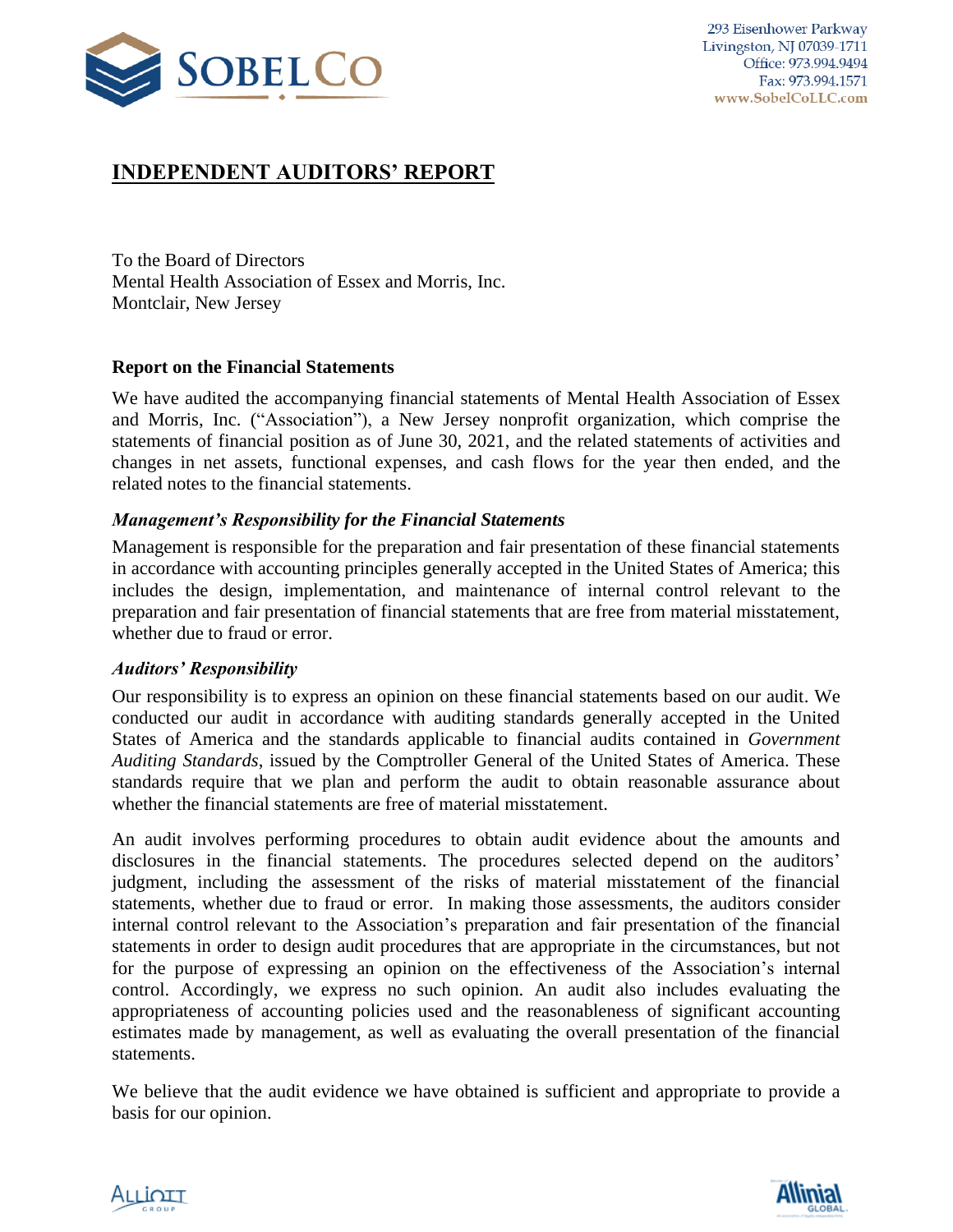293 Eisenhower Parkway
Livingston, NJ 07039-1711
Office: 973.994.9494
Fax: 973.994.1571
www.SobelCoLLC.com

## INDEPENDENT AUDITORS' REPORT

To the Board of Directors
Mental Health Association of Essex and Morris, Inc.
Montclair, New Jersey

### Report on the Financial Statements

We have audited the accompanying financial statements of Mental Health Association of Essex and Morris, Inc. ("Association"), a New Jersey nonprofit organization, which comprise the statements of financial position as of June 30, 2021, and the related statements of activities and changes in net assets, functional expenses, and cash flows for the year then ended, and the related notes to the financial statements.

#### *Management's Responsibility for the Financial Statements*

Management is responsible for the preparation and fair presentation of these financial statements in accordance with accounting principles generally accepted in the United States of America; this includes the design, implementation, and maintenance of internal control relevant to the preparation and fair presentation of financial statements that are free from material misstatement, whether due to fraud or error.

#### *Auditors' Responsibility*

Our responsibility is to express an opinion on these financial statements based on our audit. We conducted our audit in accordance with auditing standards generally accepted in the United States of America and the standards applicable to financial audits contained in *Government Auditing Standards*, issued by the Comptroller General of the United States of America. These standards require that we plan and perform the audit to obtain reasonable assurance about whether the financial statements are free of material misstatement.

An audit involves performing procedures to obtain audit evidence about the amounts and disclosures in the financial statements. The procedures selected depend on the auditors' judgment, including the assessment of the risks of material misstatement of the financial statements, whether due to fraud or error. In making those assessments, the auditors consider internal control relevant to the Association's preparation and fair presentation of the financial statements in order to design audit procedures that are appropriate in the circumstances, but not for the purpose of expressing an opinion on the effectiveness of the Association's internal control. Accordingly, we express no such opinion. An audit also includes evaluating the appropriateness of accounting policies used and the reasonableness of significant accounting estimates made by management, as well as evaluating the overall presentation of the financial statements.

We believe that the audit evidence we have obtained is sufficient and appropriate to provide a basis for our opinion.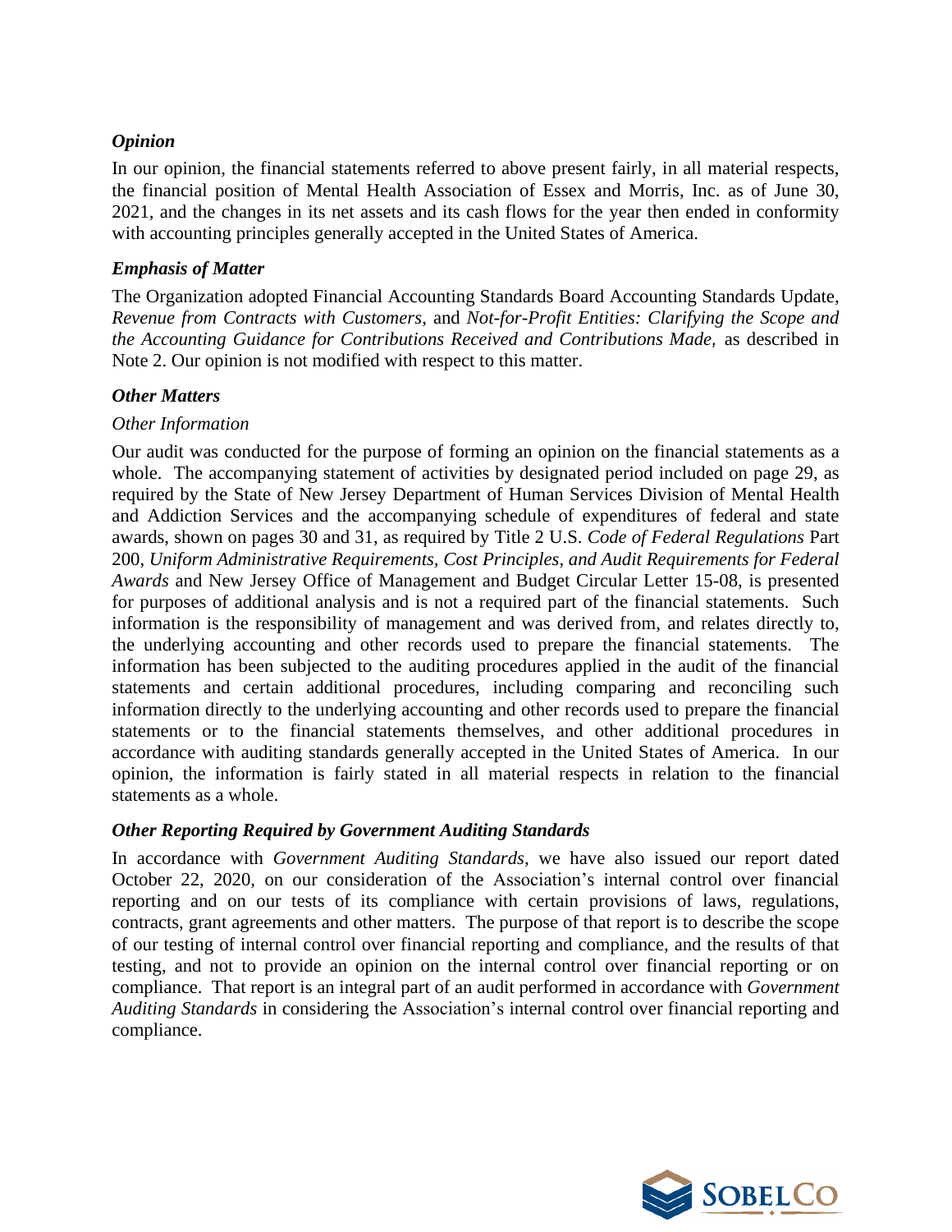### *Opinion*

In our opinion, the financial statements referred to above present fairly, in all material respects, the financial position of Mental Health Association of Essex and Morris, Inc. as of June 30, 2021, and the changes in its net assets and its cash flows for the year then ended in conformity with accounting principles generally accepted in the United States of America.

### *Emphasis of Matter*

The Organization adopted Financial Accounting Standards Board Accounting Standards Update, *Revenue from Contracts with Customers*, and *Not-for-Profit Entities: Clarifying the Scope and the Accounting Guidance for Contributions Received and Contributions Made,* as described in Note 2. Our opinion is not modified with respect to this matter.

### *Other Matters*

*Other Information*

Our audit was conducted for the purpose of forming an opinion on the financial statements as a whole. The accompanying statement of activities by designated period included on page 29, as required by the State of New Jersey Department of Human Services Division of Mental Health and Addiction Services and the accompanying schedule of expenditures of federal and state awards, shown on pages 30 and 31, as required by Title 2 U.S. *Code of Federal Regulations* Part 200, *Uniform Administrative Requirements, Cost Principles, and Audit Requirements for Federal Awards* and New Jersey Office of Management and Budget Circular Letter 15-08, is presented for purposes of additional analysis and is not a required part of the financial statements. Such information is the responsibility of management and was derived from, and relates directly to, the underlying accounting and other records used to prepare the financial statements. The information has been subjected to the auditing procedures applied in the audit of the financial statements and certain additional procedures, including comparing and reconciling such information directly to the underlying accounting and other records used to prepare the financial statements or to the financial statements themselves, and other additional procedures in accordance with auditing standards generally accepted in the United States of America. In our opinion, the information is fairly stated in all material respects in relation to the financial statements as a whole.

### *Other Reporting Required by Government Auditing Standards*

In accordance with *Government Auditing Standards*, we have also issued our report dated October 22, 2020, on our consideration of the Association's internal control over financial reporting and on our tests of its compliance with certain provisions of laws, regulations, contracts, grant agreements and other matters. The purpose of that report is to describe the scope of our testing of internal control over financial reporting and compliance, and the results of that testing, and not to provide an opinion on the internal control over financial reporting or on compliance. That report is an integral part of an audit performed in accordance with *Government Auditing Standards* in considering the Association's internal control over financial reporting and compliance.

SOBELCO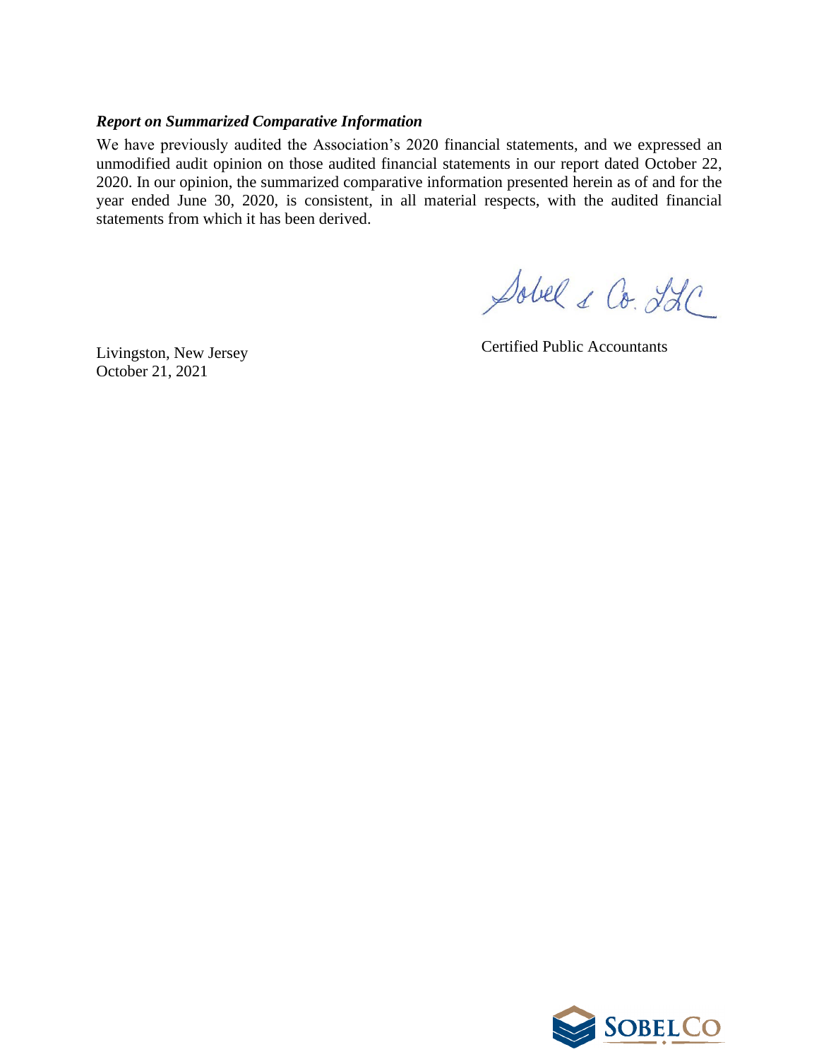***Report on Summarized Comparative Information***

We have previously audited the Association's 2020 financial statements, and we expressed an unmodified audit opinion on those audited financial statements in our report dated October 22, 2020. In our opinion, the summarized comparative information presented herein as of and for the year ended June 30, 2020, is consistent, in all material respects, with the audited financial statements from which it has been derived.

Sobel & Co. LLC

Certified Public Accountants

Livingston, New Jersey
October 21, 2021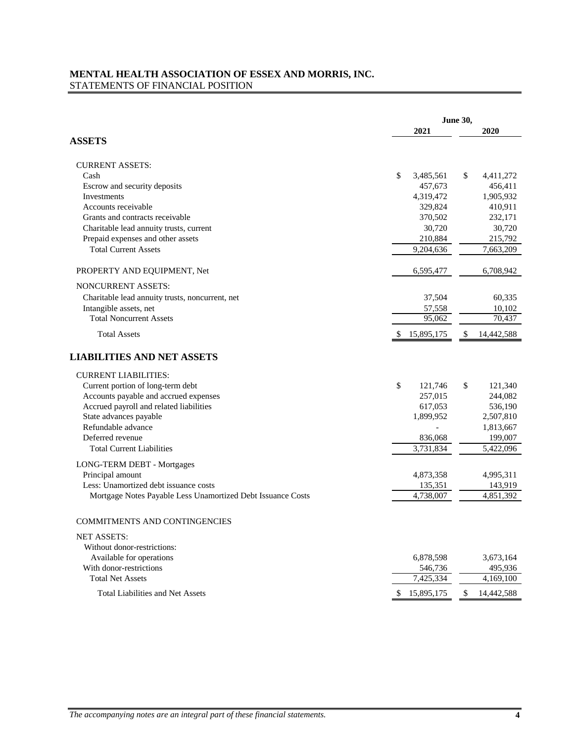**MENTAL HEALTH ASSOCIATION OF ESSEX AND MORRIS, INC.**
STATEMENTS OF FINANCIAL POSITION

| | June 30, 2021 | June 30, 2020 |
|---|---|---|
| **ASSETS** | | |
| CURRENT ASSETS: | | |
| Cash | $ 3,485,561 | $ 4,411,272 |
| Escrow and security deposits | 457,673 | 456,411 |
| Investments | 4,319,472 | 1,905,932 |
| Accounts receivable | 329,824 | 410,911 |
| Grants and contracts receivable | 370,502 | 232,171 |
| Charitable lead annuity trusts, current | 30,720 | 30,720 |
| Prepaid expenses and other assets | 210,884 | 215,792 |
| Total Current Assets | 9,204,636 | 7,663,209 |
| PROPERTY AND EQUIPMENT, Net | 6,595,477 | 6,708,942 |
| NONCURRENT ASSETS: | | |
| Charitable lead annuity trusts, noncurrent, net | 37,504 | 60,335 |
| Intangible assets, net | 57,558 | 10,102 |
| Total Noncurrent Assets | 95,062 | 70,437 |
| Total Assets | $ 15,895,175 | $ 14,442,588 |
| **LIABILITIES AND NET ASSETS** | | |
| CURRENT LIABILITIES: | | |
| Current portion of long-term debt | $ 121,746 | $ 121,340 |
| Accounts payable and accrued expenses | 257,015 | 244,082 |
| Accrued payroll and related liabilities | 617,053 | 536,190 |
| State advances payable | 1,899,952 | 2,507,810 |
| Refundable advance | - | 1,813,667 |
| Deferred revenue | 836,068 | 199,007 |
| Total Current Liabilities | 3,731,834 | 5,422,096 |
| LONG-TERM DEBT - Mortgages | | |
| Principal amount | 4,873,358 | 4,995,311 |
| Less: Unamortized debt issuance costs | 135,351 | 143,919 |
| Mortgage Notes Payable Less Unamortized Debt Issuance Costs | 4,738,007 | 4,851,392 |
| COMMITMENTS AND CONTINGENCIES | | |
| NET ASSETS: | | |
| Without donor-restrictions: | | |
| Available for operations | 6,878,598 | 3,673,164 |
| With donor-restrictions | 546,736 | 495,936 |
| Total Net Assets | 7,425,334 | 4,169,100 |
| Total Liabilities and Net Assets | $ 15,895,175 | $ 14,442,588 |

*The accompanying notes are an integral part of these financial statements.*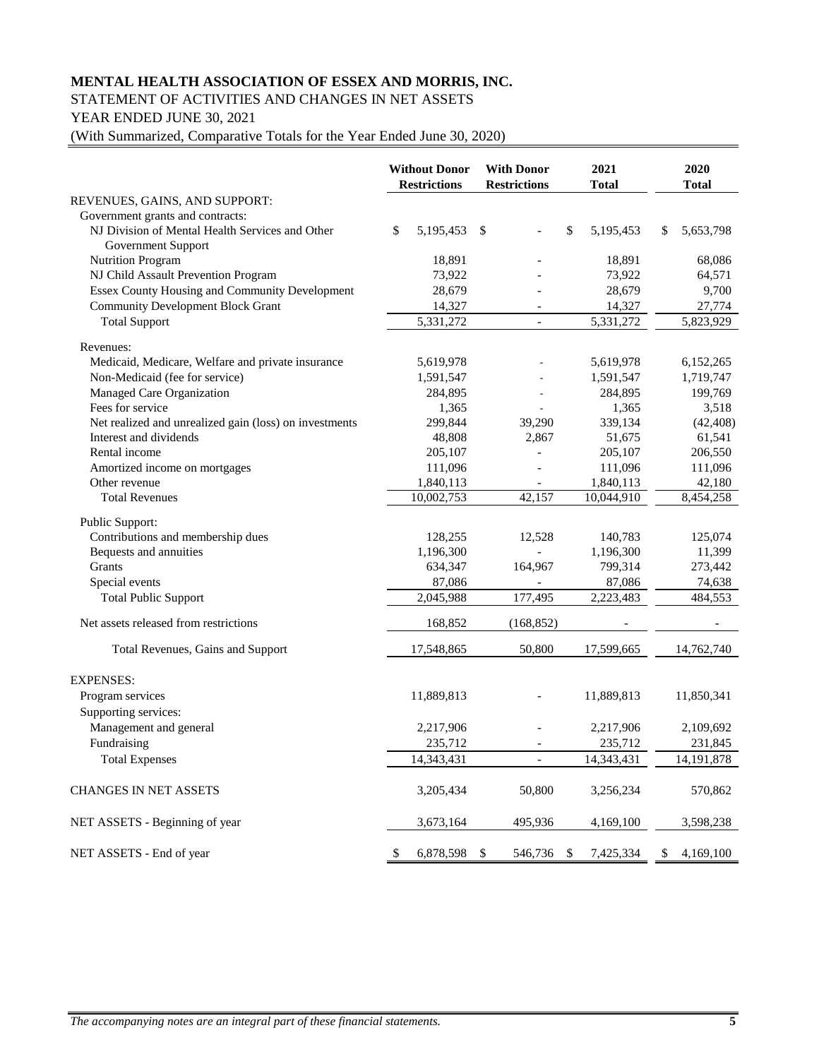**MENTAL HEALTH ASSOCIATION OF ESSEX AND MORRIS, INC.**

STATEMENT OF ACTIVITIES AND CHANGES IN NET ASSETS

YEAR ENDED JUNE 30, 2021

(With Summarized, Comparative Totals for the Year Ended June 30, 2020)

| | Without Donor Restrictions | With Donor Restrictions | 2021 Total | 2020 Total |
|---|---|---|---|---|
| REVENUES, GAINS, AND SUPPORT: | | | | |
| Government grants and contracts: | | | | |
| NJ Division of Mental Health Services and Other Government Support | $ 5,195,453 | $ - | $ 5,195,453 | $ 5,653,798 |
| Nutrition Program | 18,891 | - | 18,891 | 68,086 |
| NJ Child Assault Prevention Program | 73,922 | - | 73,922 | 64,571 |
| Essex County Housing and Community Development | 28,679 | - | 28,679 | 9,700 |
| Community Development Block Grant | 14,327 | - | 14,327 | 27,774 |
| Total Support | 5,331,272 | - | 5,331,272 | 5,823,929 |
| Revenues: | | | | |
| Medicaid, Medicare, Welfare and private insurance | 5,619,978 | - | 5,619,978 | 6,152,265 |
| Non-Medicaid (fee for service) | 1,591,547 | - | 1,591,547 | 1,719,747 |
| Managed Care Organization | 284,895 | - | 284,895 | 199,769 |
| Fees for service | 1,365 | - | 1,365 | 3,518 |
| Net realized and unrealized gain (loss) on investments | 299,844 | 39,290 | 339,134 | (42,408) |
| Interest and dividends | 48,808 | 2,867 | 51,675 | 61,541 |
| Rental income | 205,107 | - | 205,107 | 206,550 |
| Amortized income on mortgages | 111,096 | - | 111,096 | 111,096 |
| Other revenue | 1,840,113 | - | 1,840,113 | 42,180 |
| Total Revenues | 10,002,753 | 42,157 | 10,044,910 | 8,454,258 |
| Public Support: | | | | |
| Contributions and membership dues | 128,255 | 12,528 | 140,783 | 125,074 |
| Bequests and annuities | 1,196,300 | - | 1,196,300 | 11,399 |
| Grants | 634,347 | 164,967 | 799,314 | 273,442 |
| Special events | 87,086 | - | 87,086 | 74,638 |
| Total Public Support | 2,045,988 | 177,495 | 2,223,483 | 484,553 |
| Net assets released from restrictions | 168,852 | (168,852) | - | - |
| Total Revenues, Gains and Support | 17,548,865 | 50,800 | 17,599,665 | 14,762,740 |
| EXPENSES: | | | | |
| Program services | 11,889,813 | - | 11,889,813 | 11,850,341 |
| Supporting services: | | | | |
| Management and general | 2,217,906 | - | 2,217,906 | 2,109,692 |
| Fundraising | 235,712 | - | 235,712 | 231,845 |
| Total Expenses | 14,343,431 | - | 14,343,431 | 14,191,878 |
| CHANGES IN NET ASSETS | 3,205,434 | 50,800 | 3,256,234 | 570,862 |
| NET ASSETS - Beginning of year | 3,673,164 | 495,936 | 4,169,100 | 3,598,238 |
| NET ASSETS - End of year | $ 6,878,598 | $ 546,736 | $ 7,425,334 | $ 4,169,100 |

*The accompanying notes are an integral part of these financial statements.*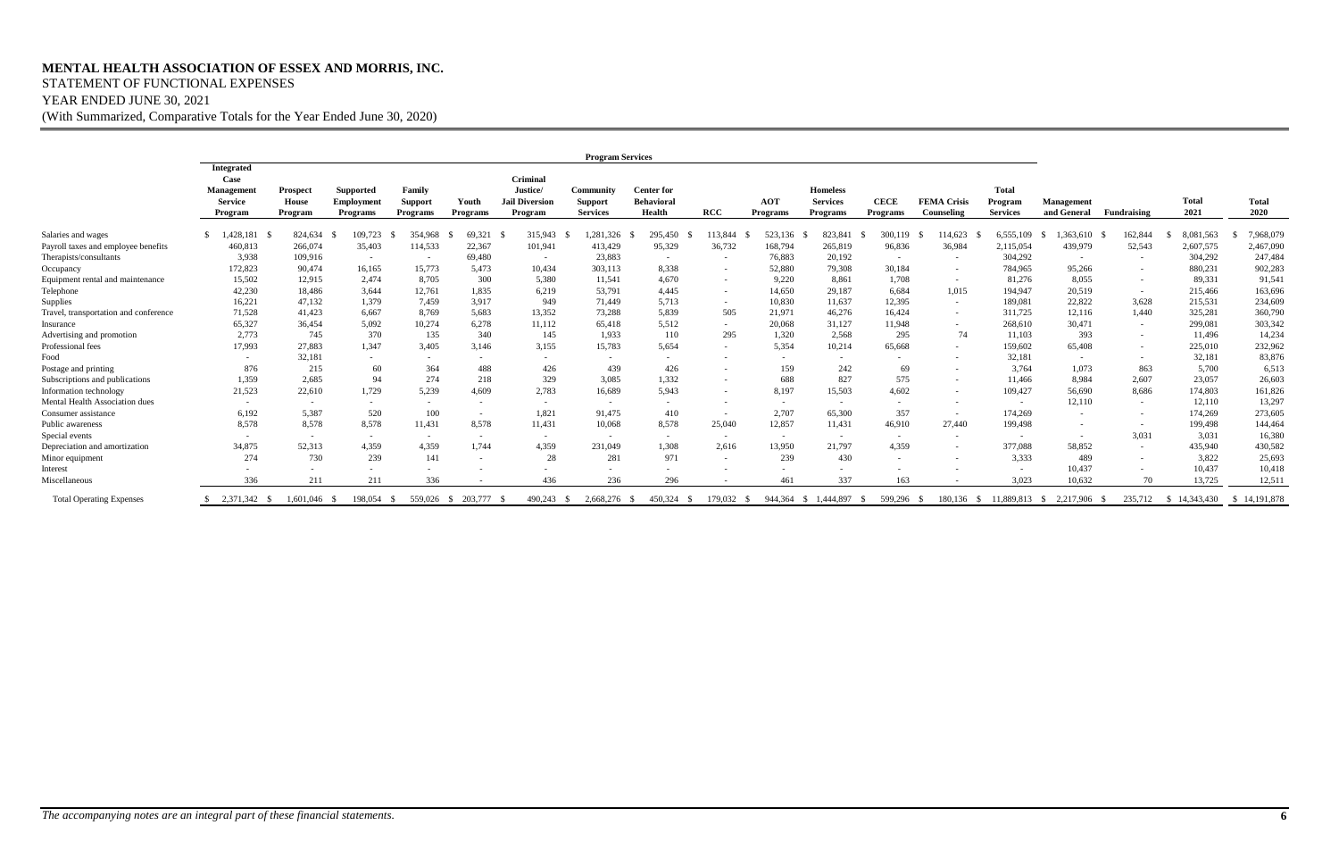# MENTAL HEALTH ASSOCIATION OF ESSEX AND MORRIS, INC.

STATEMENT OF FUNCTIONAL EXPENSES

YEAR ENDED JUNE 30, 2021

(With Summarized, Comparative Totals for the Year Ended June 30, 2020)

| | Program Services | | | | | | | | | | | | | | | | | | |
|---|---|---|---|---|---|---|---|---|---|---|---|---|---|---|---|---|---|---|---|
| | Integrated Case Management Service Program | Prospect House Program | Supported Employment Programs | Family Support Programs | Youth Programs | Criminal Justice/ Jail Diversion Program | Community Support Services | Center for Behavioral Health | RCC | AOT Programs | Homeless Services Programs | CECE Programs | FEMA Crisis Counseling | Total Program Services | Management and General | Fundraising | Total 2021 | Total 2020 |
| Salaries and wages | $ 1,428,181 | $ 824,634 | $ 109,723 | $ 354,968 | $ 69,321 | $ 315,943 | $ 1,281,326 | $ 295,450 | $ 113,844 | $ 523,136 | $ 823,841 | $ 300,119 | $ 114,623 | $ 6,555,109 | $ 1,363,610 | $ 162,844 | $ 8,081,563 | $ 7,968,079 |
| Payroll taxes and employee benefits | 460,813 | 266,074 | 35,403 | 114,533 | 22,367 | 101,941 | 413,429 | 95,329 | 36,732 | 168,794 | 265,819 | 96,836 | 36,984 | 2,115,054 | 439,979 | 52,543 | 2,607,575 | 2,467,090 |
| Therapists/consultants | 3,938 | 109,916 | - | - | 69,480 | - | 23,883 | - | - | 76,883 | 20,192 | - | - | 304,292 | - | - | 304,292 | 247,484 |
| Occupancy | 172,823 | 90,474 | 16,165 | 15,773 | 5,473 | 10,434 | 303,113 | 8,338 | - | 52,880 | 79,308 | 30,184 | - | 784,965 | 95,266 | - | 880,231 | 902,283 |
| Equipment rental and maintenance | 15,502 | 12,915 | 2,474 | 8,705 | 300 | 5,380 | 11,541 | 4,670 | - | 9,220 | 8,861 | 1,708 | - | 81,276 | 8,055 | - | 89,331 | 91,541 |
| Telephone | 42,230 | 18,486 | 3,644 | 12,761 | 1,835 | 6,219 | 53,791 | 4,445 | - | 14,650 | 29,187 | 6,684 | 1,015 | 194,947 | 20,519 | - | 215,466 | 163,696 |
| Supplies | 16,221 | 47,132 | 1,379 | 7,459 | 3,917 | 949 | 71,449 | 5,713 | - | 10,830 | 11,637 | 12,395 | - | 189,081 | 22,822 | 3,628 | 215,531 | 234,609 |
| Travel, transportation and conference | 71,528 | 41,423 | 6,667 | 8,769 | 5,683 | 13,352 | 73,288 | 5,839 | 505 | 21,971 | 46,276 | 16,424 | - | 311,725 | 12,116 | 1,440 | 325,281 | 360,790 |
| Insurance | 65,327 | 36,454 | 5,092 | 10,274 | 6,278 | 11,112 | 65,418 | 5,512 | - | 20,068 | 31,127 | 11,948 | - | 268,610 | 30,471 | - | 299,081 | 303,342 |
| Advertising and promotion | 2,773 | 745 | 370 | 135 | 340 | 145 | 1,933 | 110 | 295 | 1,320 | 2,568 | 295 | 74 | 11,103 | 393 | - | 11,496 | 14,234 |
| Professional fees | 17,993 | 27,883 | 1,347 | 3,405 | 3,146 | 3,155 | 15,783 | 5,654 | - | 5,354 | 10,214 | 65,668 | - | 159,602 | 65,408 | - | 225,010 | 232,962 |
| Food | - | 32,181 | - | - | - | - | - | - | - | - | - | - | - | 32,181 | - | - | 32,181 | 83,876 |
| Postage and printing | 876 | 215 | 60 | 364 | 488 | 426 | 439 | 426 | - | 159 | 242 | 69 | - | 3,764 | 1,073 | 863 | 5,700 | 6,513 |
| Subscriptions and publications | 1,359 | 2,685 | 94 | 274 | 218 | 329 | 3,085 | 1,332 | - | 688 | 827 | 575 | - | 11,466 | 8,984 | 2,607 | 23,057 | 26,603 |
| Information technology | 21,523 | 22,610 | 1,729 | 5,239 | 4,609 | 2,783 | 16,689 | 5,943 | - | 8,197 | 15,503 | 4,602 | - | 109,427 | 56,690 | 8,686 | 174,803 | 161,826 |
| Mental Health Association dues | - | - | - | - | - | - | - | - | - | - | - | - | - | - | 12,110 | - | 12,110 | 13,297 |
| Consumer assistance | 6,192 | 5,387 | 520 | 100 | - | 1,821 | 91,475 | 410 | - | 2,707 | 65,300 | 357 | - | 174,269 | - | - | 174,269 | 273,605 |
| Public awareness | 8,578 | 8,578 | 8,578 | 11,431 | 8,578 | 11,431 | 10,068 | 8,578 | 25,040 | 12,857 | 11,431 | 46,910 | 27,440 | 199,498 | - | - | 199,498 | 144,464 |
| Special events | - | - | - | - | - | - | - | - | - | - | - | - | - | - | - | 3,031 | 3,031 | 16,380 |
| Depreciation and amortization | 34,875 | 52,313 | 4,359 | 4,359 | 1,744 | 4,359 | 231,049 | 1,308 | 2,616 | 13,950 | 21,797 | 4,359 | - | 377,088 | 58,852 | - | 435,940 | 430,582 |
| Minor equipment | 274 | 730 | 239 | 141 | - | 28 | 281 | 971 | - | 239 | 430 | - | - | 3,333 | 489 | - | 3,822 | 25,693 |
| Interest | - | - | - | - | - | - | - | - | - | - | - | - | - | - | 10,437 | - | 10,437 | 10,418 |
| Miscellaneous | 336 | 211 | 211 | 336 | - | 436 | 236 | 296 | - | 461 | 337 | 163 | - | 3,023 | 10,632 | 70 | 13,725 | 12,511 |
| Total Operating Expenses | $ 2,371,342 | $ 1,601,046 | $ 198,054 | $ 559,026 | $ 203,777 | $ 490,243 | $ 2,668,276 | $ 450,324 | $ 179,032 | $ 944,364 | $ 1,444,897 | $ 599,296 | $ 180,136 | $ 11,889,813 | $ 2,217,906 | $ 235,712 | $ 14,343,430 | $ 14,191,878 |

*The accompanying notes are an integral part of these financial statements.*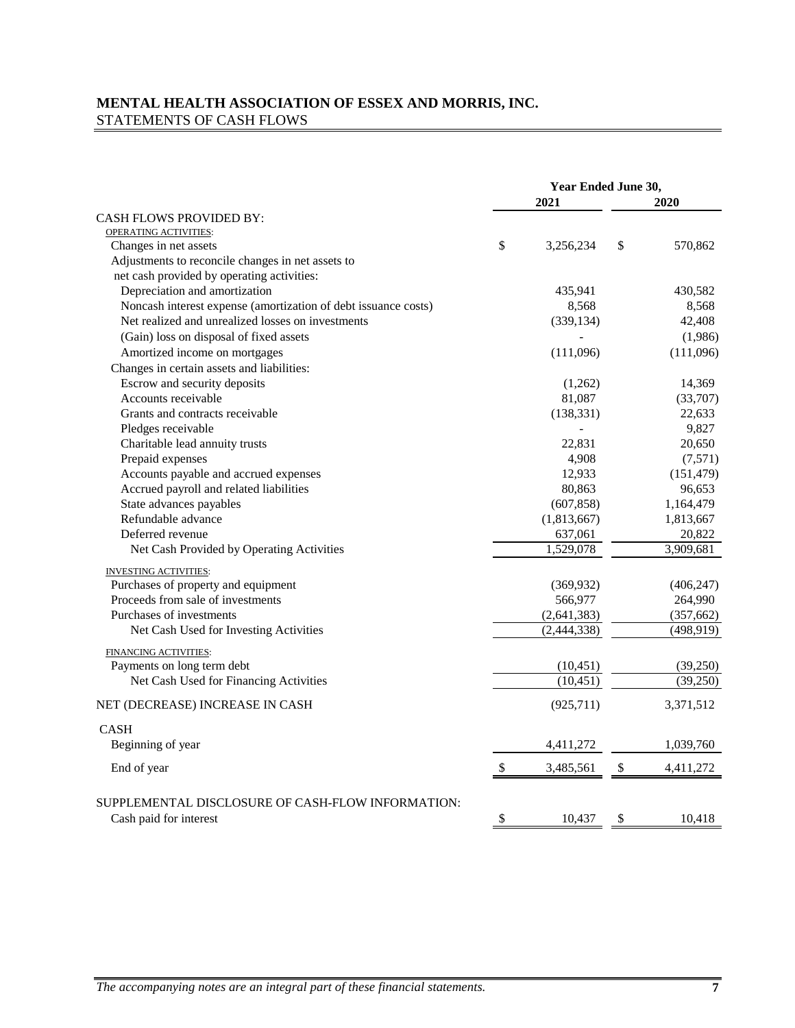# MENTAL HEALTH ASSOCIATION OF ESSEX AND MORRIS, INC.

STATEMENTS OF CASH FLOWS

| | Year Ended June 30, | |
|---|---|---|
| | 2021 | 2020 |
| CASH FLOWS PROVIDED BY: | | |
| OPERATING ACTIVITIES: | | |
| Changes in net assets | $ 3,256,234 | $ 570,862 |
| Adjustments to reconcile changes in net assets to net cash provided by operating activities: | | |
| Depreciation and amortization | 435,941 | 430,582 |
| Noncash interest expense (amortization of debt issuance costs) | 8,568 | 8,568 |
| Net realized and unrealized losses on investments | (339,134) | 42,408 |
| (Gain) loss on disposal of fixed assets | - | (1,986) |
| Amortized income on mortgages | (111,096) | (111,096) |
| Changes in certain assets and liabilities: | | |
| Escrow and security deposits | (1,262) | 14,369 |
| Accounts receivable | 81,087 | (33,707) |
| Grants and contracts receivable | (138,331) | 22,633 |
| Pledges receivable | - | 9,827 |
| Charitable lead annuity trusts | 22,831 | 20,650 |
| Prepaid expenses | 4,908 | (7,571) |
| Accounts payable and accrued expenses | 12,933 | (151,479) |
| Accrued payroll and related liabilities | 80,863 | 96,653 |
| State advances payables | (607,858) | 1,164,479 |
| Refundable advance | (1,813,667) | 1,813,667 |
| Deferred revenue | 637,061 | 20,822 |
| Net Cash Provided by Operating Activities | 1,529,078 | 3,909,681 |
| INVESTING ACTIVITIES: | | |
| Purchases of property and equipment | (369,932) | (406,247) |
| Proceeds from sale of investments | 566,977 | 264,990 |
| Purchases of investments | (2,641,383) | (357,662) |
| Net Cash Used for Investing Activities | (2,444,338) | (498,919) |
| FINANCING ACTIVITIES: | | |
| Payments on long term debt | (10,451) | (39,250) |
| Net Cash Used for Financing Activities | (10,451) | (39,250) |
| NET (DECREASE) INCREASE IN CASH | (925,711) | 3,371,512 |
| CASH | | |
| Beginning of year | 4,411,272 | 1,039,760 |
| End of year | $ 3,485,561 | $ 4,411,272 |
| SUPPLEMENTAL DISCLOSURE OF CASH-FLOW INFORMATION: | | |
| Cash paid for interest | $ 10,437 | $ 10,418 |

*The accompanying notes are an integral part of these financial statements.*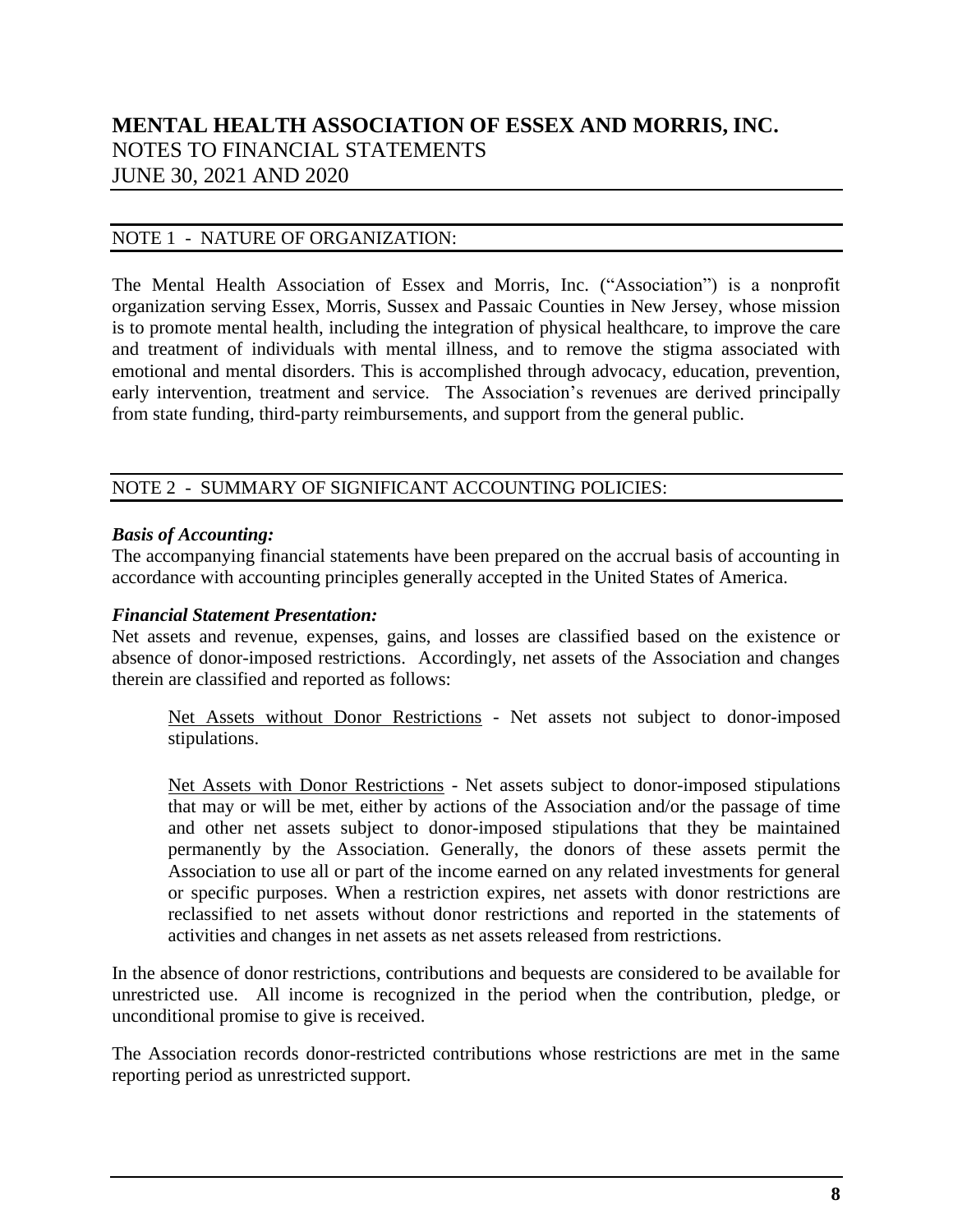# MENTAL HEALTH ASSOCIATION OF ESSEX AND MORRIS, INC.
NOTES TO FINANCIAL STATEMENTS
JUNE 30, 2021 AND 2020

## NOTE 1 - NATURE OF ORGANIZATION:

The Mental Health Association of Essex and Morris, Inc. ("Association") is a nonprofit organization serving Essex, Morris, Sussex and Passaic Counties in New Jersey, whose mission is to promote mental health, including the integration of physical healthcare, to improve the care and treatment of individuals with mental illness, and to remove the stigma associated with emotional and mental disorders. This is accomplished through advocacy, education, prevention, early intervention, treatment and service. The Association's revenues are derived principally from state funding, third-party reimbursements, and support from the general public.

## NOTE 2 - SUMMARY OF SIGNIFICANT ACCOUNTING POLICIES:

***Basis of Accounting:***
The accompanying financial statements have been prepared on the accrual basis of accounting in accordance with accounting principles generally accepted in the United States of America.

***Financial Statement Presentation:***
Net assets and revenue, expenses, gains, and losses are classified based on the existence or absence of donor-imposed restrictions. Accordingly, net assets of the Association and changes therein are classified and reported as follows:

> Net Assets without Donor Restrictions - Net assets not subject to donor-imposed stipulations.
>
> Net Assets with Donor Restrictions - Net assets subject to donor-imposed stipulations that may or will be met, either by actions of the Association and/or the passage of time and other net assets subject to donor-imposed stipulations that they be maintained permanently by the Association. Generally, the donors of these assets permit the Association to use all or part of the income earned on any related investments for general or specific purposes. When a restriction expires, net assets with donor restrictions are reclassified to net assets without donor restrictions and reported in the statements of activities and changes in net assets as net assets released from restrictions.

In the absence of donor restrictions, contributions and bequests are considered to be available for unrestricted use. All income is recognized in the period when the contribution, pledge, or unconditional promise to give is received.

The Association records donor-restricted contributions whose restrictions are met in the same reporting period as unrestricted support.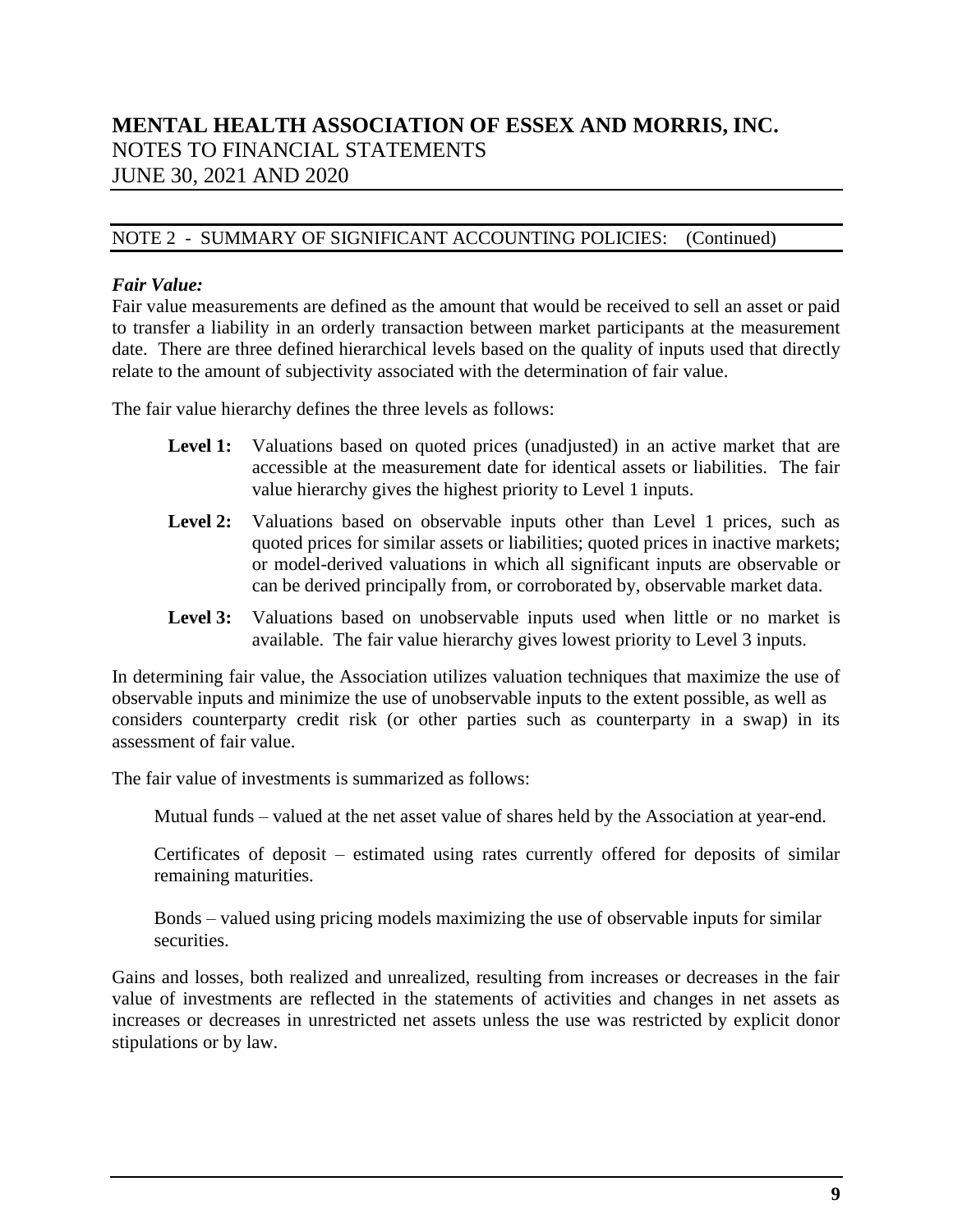# MENTAL HEALTH ASSOCIATION OF ESSEX AND MORRIS, INC.
NOTES TO FINANCIAL STATEMENTS
JUNE 30, 2021 AND 2020

NOTE 2 - SUMMARY OF SIGNIFICANT ACCOUNTING POLICIES: (Continued)

***Fair Value:***

Fair value measurements are defined as the amount that would be received to sell an asset or paid to transfer a liability in an orderly transaction between market participants at the measurement date. There are three defined hierarchical levels based on the quality of inputs used that directly relate to the amount of subjectivity associated with the determination of fair value.

The fair value hierarchy defines the three levels as follows:

**Level 1:** Valuations based on quoted prices (unadjusted) in an active market that are accessible at the measurement date for identical assets or liabilities. The fair value hierarchy gives the highest priority to Level 1 inputs.

**Level 2:** Valuations based on observable inputs other than Level 1 prices, such as quoted prices for similar assets or liabilities; quoted prices in inactive markets; or model-derived valuations in which all significant inputs are observable or can be derived principally from, or corroborated by, observable market data.

**Level 3:** Valuations based on unobservable inputs used when little or no market is available. The fair value hierarchy gives lowest priority to Level 3 inputs.

In determining fair value, the Association utilizes valuation techniques that maximize the use of observable inputs and minimize the use of unobservable inputs to the extent possible, as well as considers counterparty credit risk (or other parties such as counterparty in a swap) in its assessment of fair value.

The fair value of investments is summarized as follows:

Mutual funds – valued at the net asset value of shares held by the Association at year-end.

Certificates of deposit – estimated using rates currently offered for deposits of similar remaining maturities.

Bonds – valued using pricing models maximizing the use of observable inputs for similar securities.

Gains and losses, both realized and unrealized, resulting from increases or decreases in the fair value of investments are reflected in the statements of activities and changes in net assets as increases or decreases in unrestricted net assets unless the use was restricted by explicit donor stipulations or by law.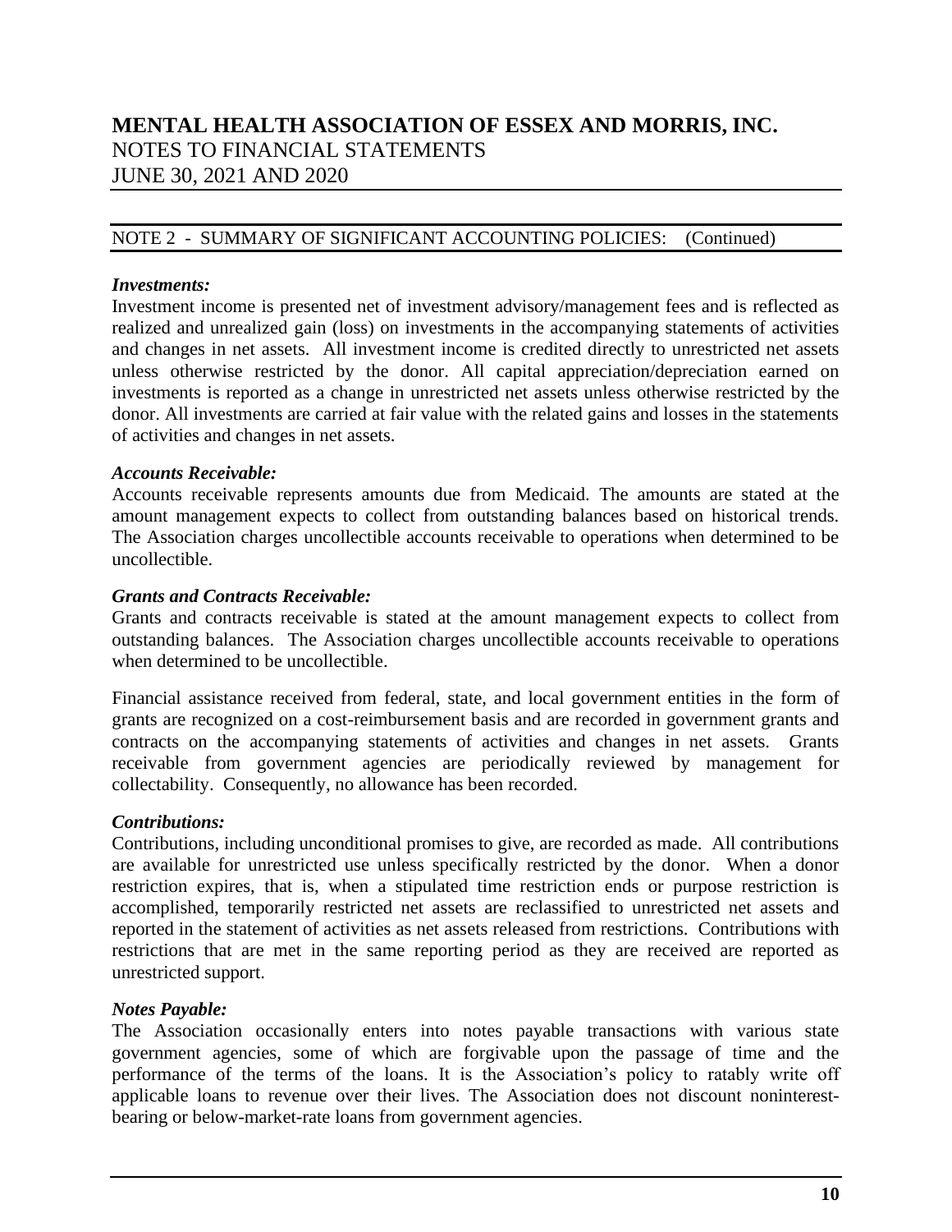## NOTE 2 - SUMMARY OF SIGNIFICANT ACCOUNTING POLICIES: (Continued)

***Investments:***

Investment income is presented net of investment advisory/management fees and is reflected as realized and unrealized gain (loss) on investments in the accompanying statements of activities and changes in net assets. All investment income is credited directly to unrestricted net assets unless otherwise restricted by the donor. All capital appreciation/depreciation earned on investments is reported as a change in unrestricted net assets unless otherwise restricted by the donor. All investments are carried at fair value with the related gains and losses in the statements of activities and changes in net assets.

***Accounts Receivable:***

Accounts receivable represents amounts due from Medicaid. The amounts are stated at the amount management expects to collect from outstanding balances based on historical trends. The Association charges uncollectible accounts receivable to operations when determined to be uncollectible.

***Grants and Contracts Receivable:***

Grants and contracts receivable is stated at the amount management expects to collect from outstanding balances. The Association charges uncollectible accounts receivable to operations when determined to be uncollectible.

Financial assistance received from federal, state, and local government entities in the form of grants are recognized on a cost-reimbursement basis and are recorded in government grants and contracts on the accompanying statements of activities and changes in net assets. Grants receivable from government agencies are periodically reviewed by management for collectability. Consequently, no allowance has been recorded.

***Contributions:***

Contributions, including unconditional promises to give, are recorded as made. All contributions are available for unrestricted use unless specifically restricted by the donor. When a donor restriction expires, that is, when a stipulated time restriction ends or purpose restriction is accomplished, temporarily restricted net assets are reclassified to unrestricted net assets and reported in the statement of activities as net assets released from restrictions. Contributions with restrictions that are met in the same reporting period as they are received are reported as unrestricted support.

***Notes Payable:***

The Association occasionally enters into notes payable transactions with various state government agencies, some of which are forgivable upon the passage of time and the performance of the terms of the loans. It is the Association's policy to ratably write off applicable loans to revenue over their lives. The Association does not discount noninterest-bearing or below-market-rate loans from government agencies.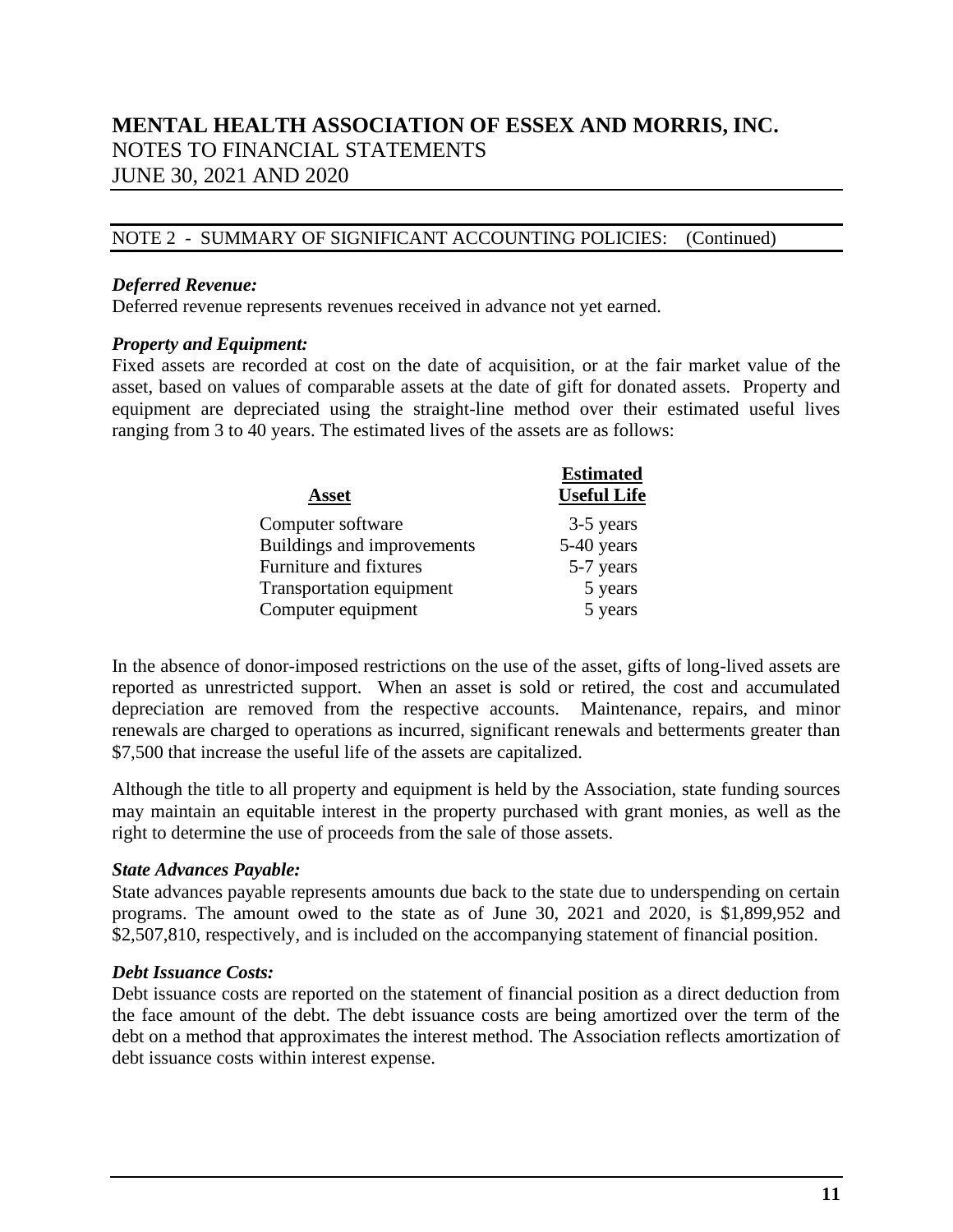# MENTAL HEALTH ASSOCIATION OF ESSEX AND MORRIS, INC.
NOTES TO FINANCIAL STATEMENTS
JUNE 30, 2021 AND 2020

## NOTE 2 - SUMMARY OF SIGNIFICANT ACCOUNTING POLICIES: (Continued)

***Deferred Revenue:***
Deferred revenue represents revenues received in advance not yet earned.

***Property and Equipment:***
Fixed assets are recorded at cost on the date of acquisition, or at the fair market value of the asset, based on values of comparable assets at the date of gift for donated assets. Property and equipment are depreciated using the straight-line method over their estimated useful lives ranging from 3 to 40 years. The estimated lives of the assets are as follows:

| Asset | Estimated Useful Life |
|---|---|
| Computer software | 3-5 years |
| Buildings and improvements | 5-40 years |
| Furniture and fixtures | 5-7 years |
| Transportation equipment | 5 years |
| Computer equipment | 5 years |

In the absence of donor-imposed restrictions on the use of the asset, gifts of long-lived assets are reported as unrestricted support. When an asset is sold or retired, the cost and accumulated depreciation are removed from the respective accounts. Maintenance, repairs, and minor renewals are charged to operations as incurred, significant renewals and betterments greater than $7,500 that increase the useful life of the assets are capitalized.

Although the title to all property and equipment is held by the Association, state funding sources may maintain an equitable interest in the property purchased with grant monies, as well as the right to determine the use of proceeds from the sale of those assets.

***State Advances Payable:***
State advances payable represents amounts due back to the state due to underspending on certain programs. The amount owed to the state as of June 30, 2021 and 2020, is $1,899,952 and $2,507,810, respectively, and is included on the accompanying statement of financial position.

***Debt Issuance Costs:***
Debt issuance costs are reported on the statement of financial position as a direct deduction from the face amount of the debt. The debt issuance costs are being amortized over the term of the debt on a method that approximates the interest method. The Association reflects amortization of debt issuance costs within interest expense.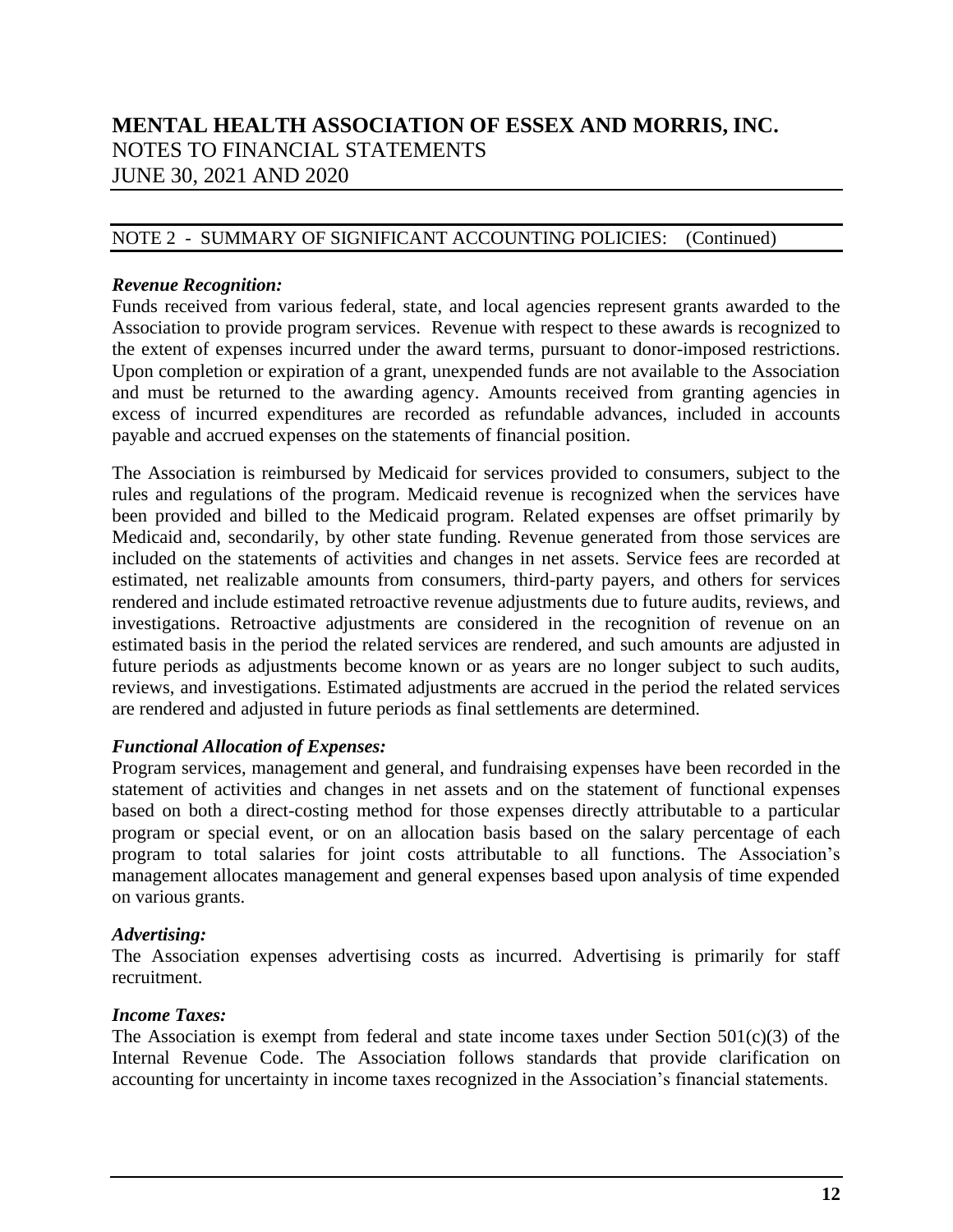# MENTAL HEALTH ASSOCIATION OF ESSEX AND MORRIS, INC.
NOTES TO FINANCIAL STATEMENTS
JUNE 30, 2021 AND 2020

## NOTE 2 - SUMMARY OF SIGNIFICANT ACCOUNTING POLICIES: (Continued)

### *Revenue Recognition:*

Funds received from various federal, state, and local agencies represent grants awarded to the Association to provide program services. Revenue with respect to these awards is recognized to the extent of expenses incurred under the award terms, pursuant to donor-imposed restrictions. Upon completion or expiration of a grant, unexpended funds are not available to the Association and must be returned to the awarding agency. Amounts received from granting agencies in excess of incurred expenditures are recorded as refundable advances, included in accounts payable and accrued expenses on the statements of financial position.

The Association is reimbursed by Medicaid for services provided to consumers, subject to the rules and regulations of the program. Medicaid revenue is recognized when the services have been provided and billed to the Medicaid program. Related expenses are offset primarily by Medicaid and, secondarily, by other state funding. Revenue generated from those services are included on the statements of activities and changes in net assets. Service fees are recorded at estimated, net realizable amounts from consumers, third-party payers, and others for services rendered and include estimated retroactive revenue adjustments due to future audits, reviews, and investigations. Retroactive adjustments are considered in the recognition of revenue on an estimated basis in the period the related services are rendered, and such amounts are adjusted in future periods as adjustments become known or as years are no longer subject to such audits, reviews, and investigations. Estimated adjustments are accrued in the period the related services are rendered and adjusted in future periods as final settlements are determined.

### *Functional Allocation of Expenses:*

Program services, management and general, and fundraising expenses have been recorded in the statement of activities and changes in net assets and on the statement of functional expenses based on both a direct-costing method for those expenses directly attributable to a particular program or special event, or on an allocation basis based on the salary percentage of each program to total salaries for joint costs attributable to all functions. The Association's management allocates management and general expenses based upon analysis of time expended on various grants.

### *Advertising:*

The Association expenses advertising costs as incurred. Advertising is primarily for staff recruitment.

### *Income Taxes:*

The Association is exempt from federal and state income taxes under Section 501(c)(3) of the Internal Revenue Code. The Association follows standards that provide clarification on accounting for uncertainty in income taxes recognized in the Association's financial statements.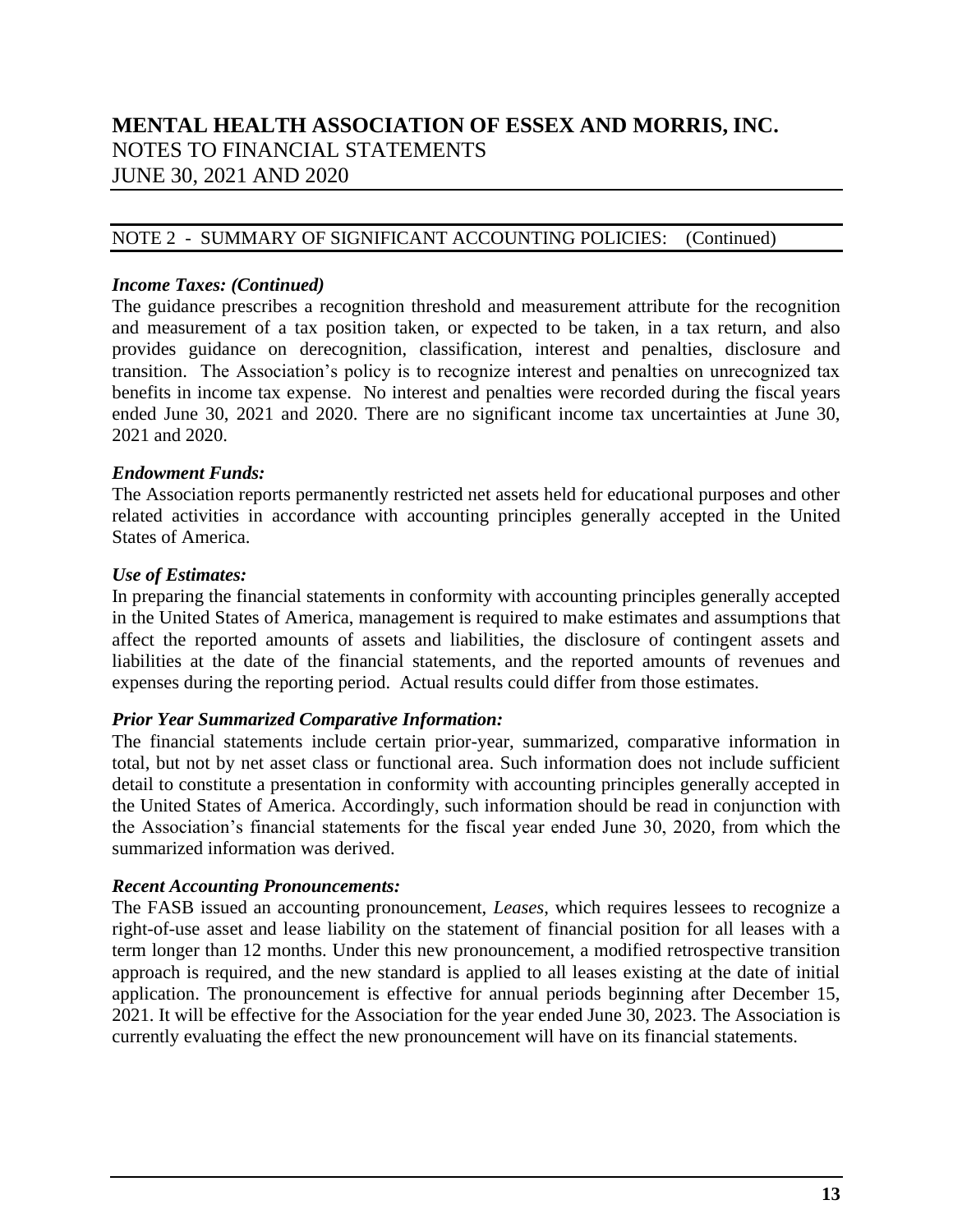## NOTE 2 - SUMMARY OF SIGNIFICANT ACCOUNTING POLICIES: (Continued)

***Income Taxes: (Continued)***

The guidance prescribes a recognition threshold and measurement attribute for the recognition and measurement of a tax position taken, or expected to be taken, in a tax return, and also provides guidance on derecognition, classification, interest and penalties, disclosure and transition. The Association's policy is to recognize interest and penalties on unrecognized tax benefits in income tax expense. No interest and penalties were recorded during the fiscal years ended June 30, 2021 and 2020. There are no significant income tax uncertainties at June 30, 2021 and 2020.

***Endowment Funds:***

The Association reports permanently restricted net assets held for educational purposes and other related activities in accordance with accounting principles generally accepted in the United States of America.

***Use of Estimates:***

In preparing the financial statements in conformity with accounting principles generally accepted in the United States of America, management is required to make estimates and assumptions that affect the reported amounts of assets and liabilities, the disclosure of contingent assets and liabilities at the date of the financial statements, and the reported amounts of revenues and expenses during the reporting period. Actual results could differ from those estimates.

***Prior Year Summarized Comparative Information:***

The financial statements include certain prior-year, summarized, comparative information in total, but not by net asset class or functional area. Such information does not include sufficient detail to constitute a presentation in conformity with accounting principles generally accepted in the United States of America. Accordingly, such information should be read in conjunction with the Association's financial statements for the fiscal year ended June 30, 2020, from which the summarized information was derived.

***Recent Accounting Pronouncements:***

The FASB issued an accounting pronouncement, *Leases*, which requires lessees to recognize a right-of-use asset and lease liability on the statement of financial position for all leases with a term longer than 12 months. Under this new pronouncement, a modified retrospective transition approach is required, and the new standard is applied to all leases existing at the date of initial application. The pronouncement is effective for annual periods beginning after December 15, 2021. It will be effective for the Association for the year ended June 30, 2023. The Association is currently evaluating the effect the new pronouncement will have on its financial statements.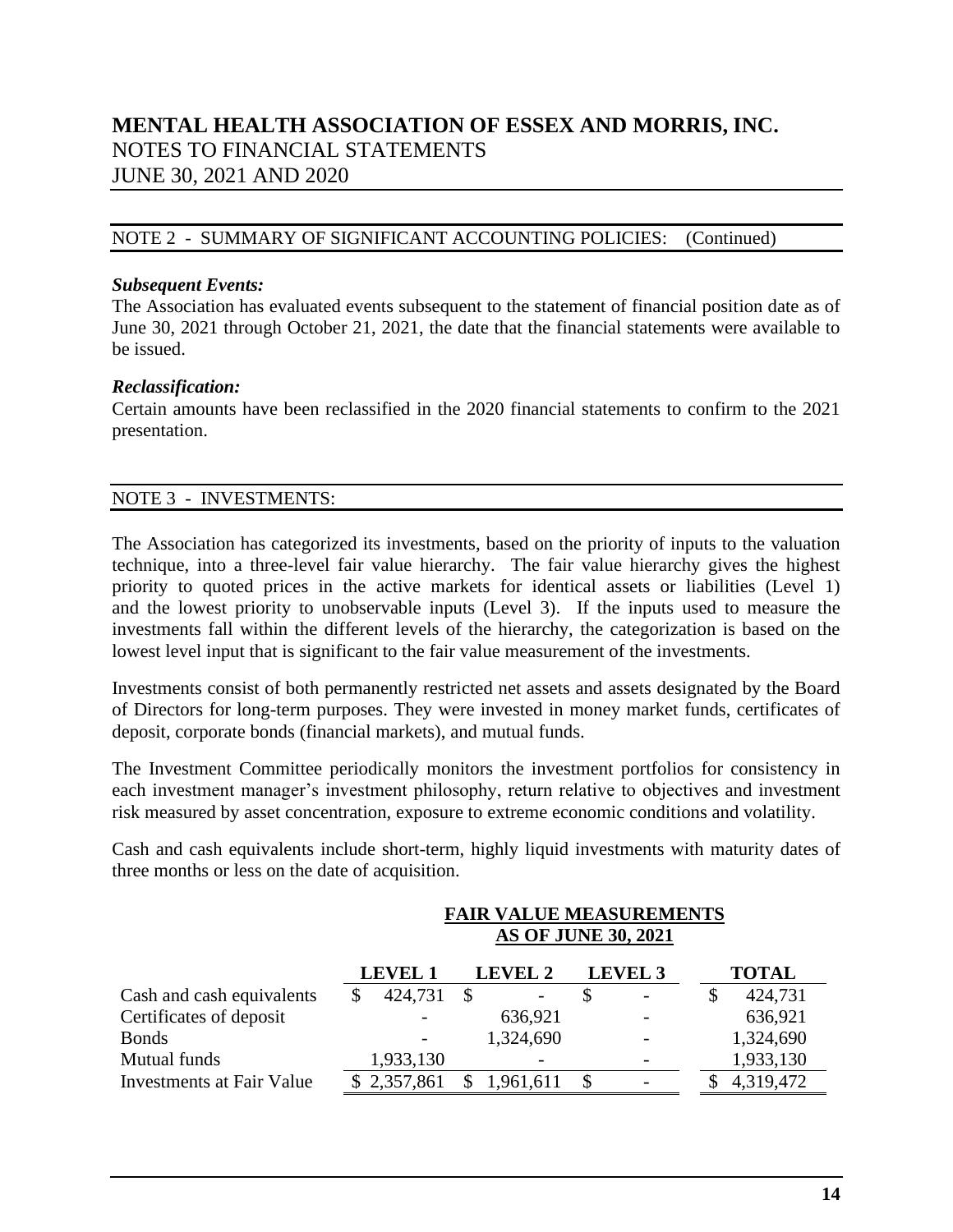# MENTAL HEALTH ASSOCIATION OF ESSEX AND MORRIS, INC.
NOTES TO FINANCIAL STATEMENTS
JUNE 30, 2021 AND 2020

## NOTE 2 - SUMMARY OF SIGNIFICANT ACCOUNTING POLICIES: (Continued)

***Subsequent Events:***
The Association has evaluated events subsequent to the statement of financial position date as of June 30, 2021 through October 21, 2021, the date that the financial statements were available to be issued.

***Reclassification:***
Certain amounts have been reclassified in the 2020 financial statements to confirm to the 2021 presentation.

## NOTE 3 - INVESTMENTS:

The Association has categorized its investments, based on the priority of inputs to the valuation technique, into a three-level fair value hierarchy. The fair value hierarchy gives the highest priority to quoted prices in the active markets for identical assets or liabilities (Level 1) and the lowest priority to unobservable inputs (Level 3). If the inputs used to measure the investments fall within the different levels of the hierarchy, the categorization is based on the lowest level input that is significant to the fair value measurement of the investments.

Investments consist of both permanently restricted net assets and assets designated by the Board of Directors for long-term purposes. They were invested in money market funds, certificates of deposit, corporate bonds (financial markets), and mutual funds.

The Investment Committee periodically monitors the investment portfolios for consistency in each investment manager's investment philosophy, return relative to objectives and investment risk measured by asset concentration, exposure to extreme economic conditions and volatility.

Cash and cash equivalents include short-term, highly liquid investments with maturity dates of three months or less on the date of acquisition.

| | FAIR VALUE MEASUREMENTS AS OF JUNE 30, 2021 | | | |
|---|---|---|---|---|
| | LEVEL 1 | LEVEL 2 | LEVEL 3 | TOTAL |
| Cash and cash equivalents | $ 424,731 | $ - | $ - | $ 424,731 |
| Certificates of deposit | - | 636,921 | - | 636,921 |
| Bonds | - | 1,324,690 | - | 1,324,690 |
| Mutual funds | 1,933,130 | - | - | 1,933,130 |
| Investments at Fair Value | $ 2,357,861 | $ 1,961,611 | $ - | $ 4,319,472 |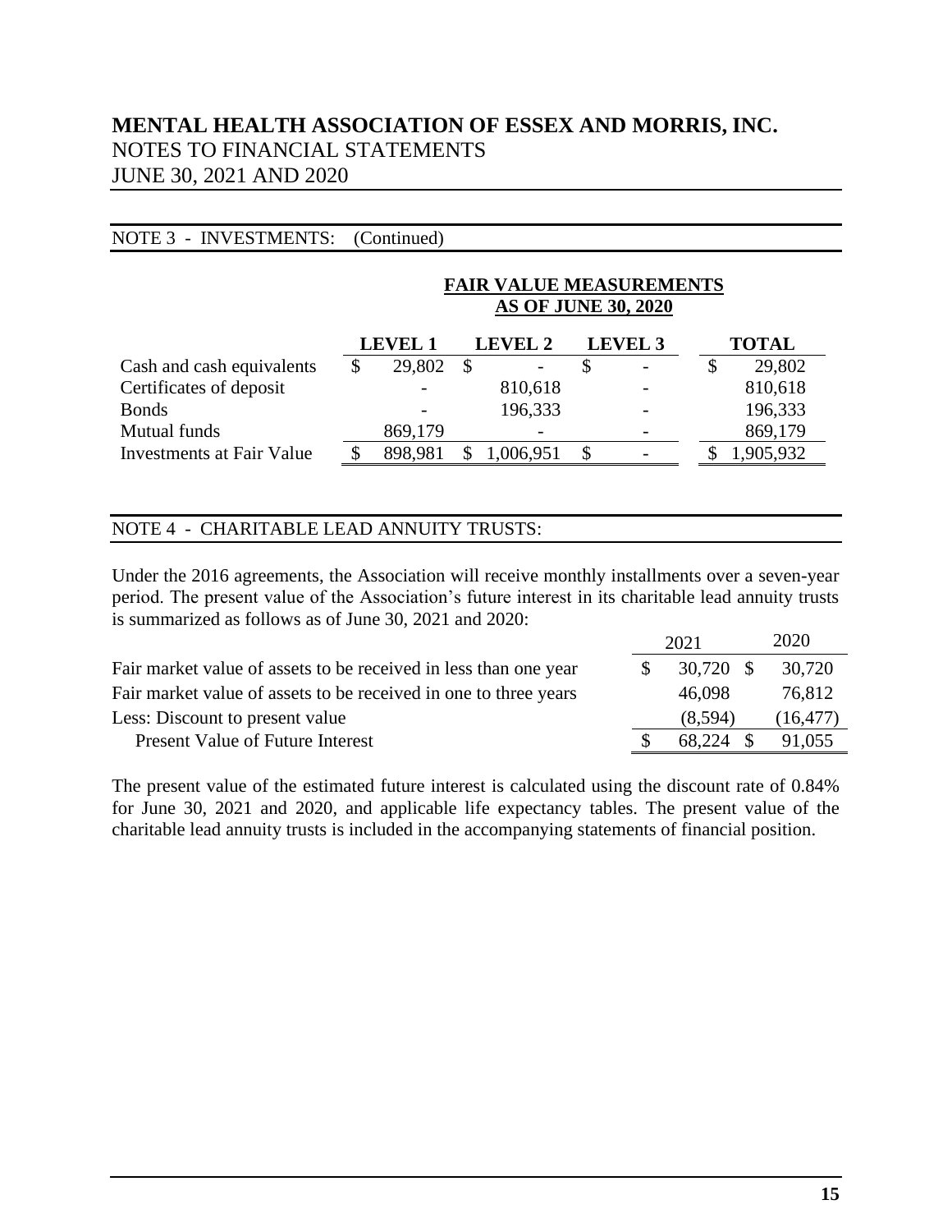# MENTAL HEALTH ASSOCIATION OF ESSEX AND MORRIS, INC.
NOTES TO FINANCIAL STATEMENTS
JUNE 30, 2021 AND 2020

NOTE 3 - INVESTMENTS: (Continued)

**FAIR VALUE MEASUREMENTS AS OF JUNE 30, 2020**

| | LEVEL 1 | LEVEL 2 | LEVEL 3 | TOTAL |
|---|---|---|---|---|
| Cash and cash equivalents | $ 29,802 | $ - | $ - | $ 29,802 |
| Certificates of deposit | - | 810,618 | - | 810,618 |
| Bonds | - | 196,333 | - | 196,333 |
| Mutual funds | 869,179 | - | - | 869,179 |
| Investments at Fair Value | $ 898,981 | $ 1,006,951 | $ - | $ 1,905,932 |

NOTE 4 - CHARITABLE LEAD ANNUITY TRUSTS:

Under the 2016 agreements, the Association will receive monthly installments over a seven-year period. The present value of the Association's future interest in its charitable lead annuity trusts is summarized as follows as of June 30, 2021 and 2020:

| | 2021 | 2020 |
|---|---|---|
| Fair market value of assets to be received in less than one year | $ 30,720 | $ 30,720 |
| Fair market value of assets to be received in one to three years | 46,098 | 76,812 |
| Less: Discount to present value | (8,594) | (16,477) |
| Present Value of Future Interest | $ 68,224 | $ 91,055 |

The present value of the estimated future interest is calculated using the discount rate of 0.84% for June 30, 2021 and 2020, and applicable life expectancy tables. The present value of the charitable lead annuity trusts is included in the accompanying statements of financial position.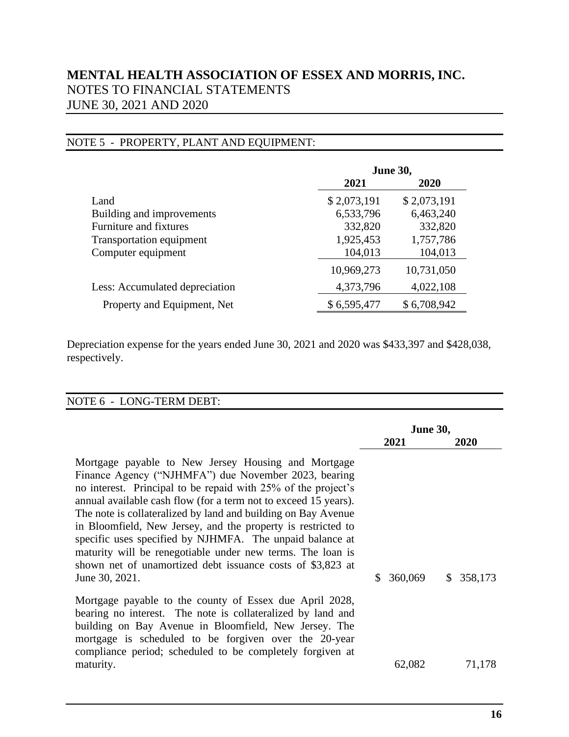# MENTAL HEALTH ASSOCIATION OF ESSEX AND MORRIS, INC.

NOTES TO FINANCIAL STATEMENTS

JUNE 30, 2021 AND 2020

## NOTE 5 - PROPERTY, PLANT AND EQUIPMENT:

| | June 30, 2021 | June 30, 2020 |
|---|---|---|
| Land | $ 2,073,191 | $ 2,073,191 |
| Building and improvements | 6,533,796 | 6,463,240 |
| Furniture and fixtures | 332,820 | 332,820 |
| Transportation equipment | 1,925,453 | 1,757,786 |
| Computer equipment | 104,013 | 104,013 |
| | 10,969,273 | 10,731,050 |
| Less: Accumulated depreciation | 4,373,796 | 4,022,108 |
| Property and Equipment, Net | $ 6,595,477 | $ 6,708,942 |

Depreciation expense for the years ended June 30, 2021 and 2020 was $433,397 and $428,038, respectively.

## NOTE 6 - LONG-TERM DEBT:

| | June 30, 2021 | June 30, 2020 |
|---|---|---|
| Mortgage payable to New Jersey Housing and Mortgage Finance Agency ("NJHMFA") due November 2023, bearing no interest. Principal to be repaid with 25% of the project's annual available cash flow (for a term not to exceed 15 years). The note is collateralized by land and building on Bay Avenue in Bloomfield, New Jersey, and the property is restricted to specific uses specified by NJHMFA. The unpaid balance at maturity will be renegotiable under new terms. The loan is shown net of unamortized debt issuance costs of $3,823 at June 30, 2021. | $ 360,069 | $ 358,173 |
| Mortgage payable to the county of Essex due April 2028, bearing no interest. The note is collateralized by land and building on Bay Avenue in Bloomfield, New Jersey. The mortgage is scheduled to be forgiven over the 20-year compliance period; scheduled to be completely forgiven at maturity. | 62,082 | 71,178 |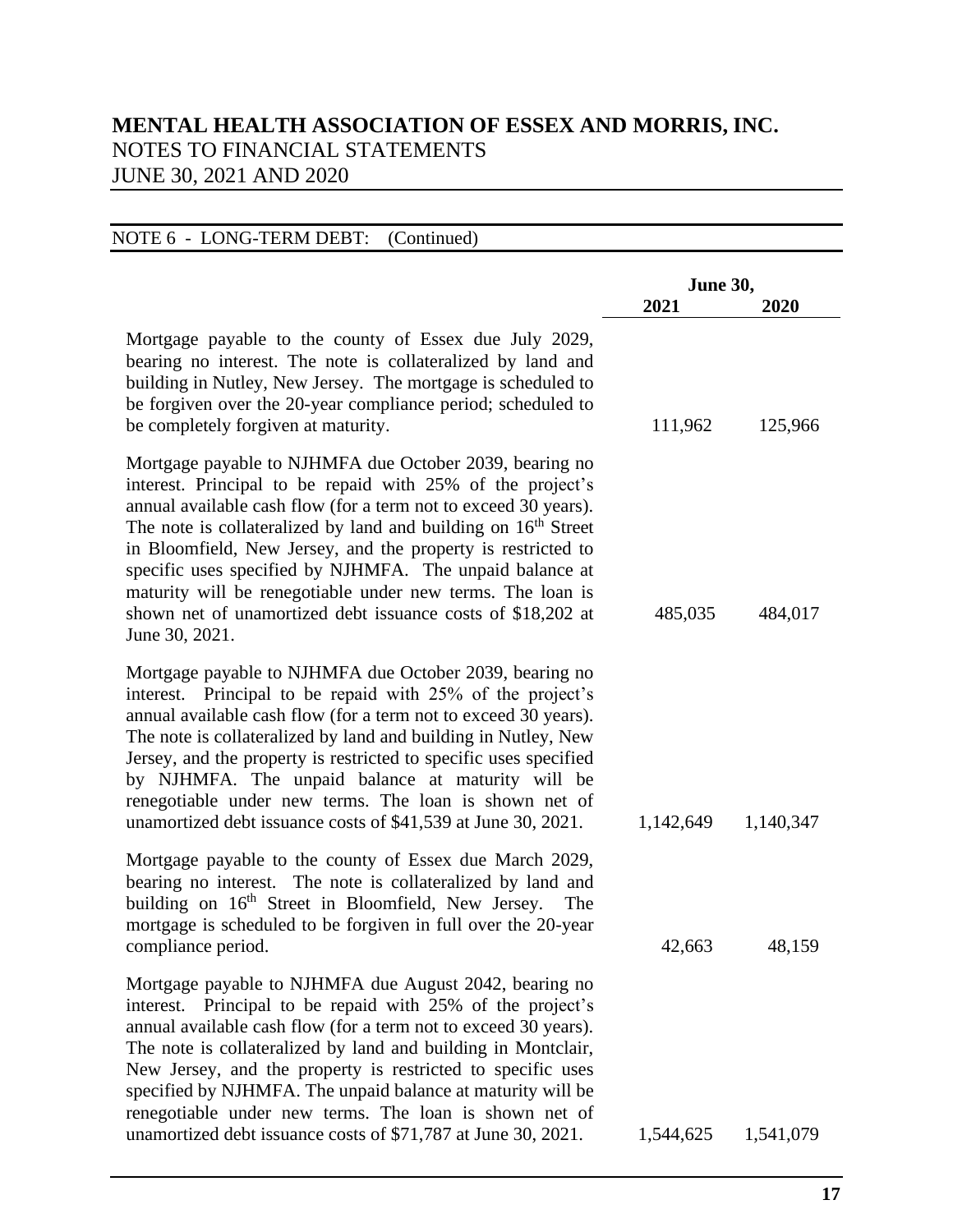# MENTAL HEALTH ASSOCIATION OF ESSEX AND MORRIS, INC.
NOTES TO FINANCIAL STATEMENTS
JUNE 30, 2021 AND 2020

NOTE 6 - LONG-TERM DEBT: (Continued)

| | June 30, 2021 | June 30, 2020 |
|---|---|---|
| Mortgage payable to the county of Essex due July 2029, bearing no interest. The note is collateralized by land and building in Nutley, New Jersey. The mortgage is scheduled to be forgiven over the 20-year compliance period; scheduled to be completely forgiven at maturity. | 111,962 | 125,966 |
| Mortgage payable to NJHMFA due October 2039, bearing no interest. Principal to be repaid with 25% of the project's annual available cash flow (for a term not to exceed 30 years). The note is collateralized by land and building on 16th Street in Bloomfield, New Jersey, and the property is restricted to specific uses specified by NJHMFA. The unpaid balance at maturity will be renegotiable under new terms. The loan is shown net of unamortized debt issuance costs of $18,202 at June 30, 2021. | 485,035 | 484,017 |
| Mortgage payable to NJHMFA due October 2039, bearing no interest. Principal to be repaid with 25% of the project's annual available cash flow (for a term not to exceed 30 years). The note is collateralized by land and building in Nutley, New Jersey, and the property is restricted to specific uses specified by NJHMFA. The unpaid balance at maturity will be renegotiable under new terms. The loan is shown net of unamortized debt issuance costs of $41,539 at June 30, 2021. | 1,142,649 | 1,140,347 |
| Mortgage payable to the county of Essex due March 2029, bearing no interest. The note is collateralized by land and building on 16th Street in Bloomfield, New Jersey. The mortgage is scheduled to be forgiven in full over the 20-year compliance period. | 42,663 | 48,159 |
| Mortgage payable to NJHMFA due August 2042, bearing no interest. Principal to be repaid with 25% of the project's annual available cash flow (for a term not to exceed 30 years). The note is collateralized by land and building in Montclair, New Jersey, and the property is restricted to specific uses specified by NJHMFA. The unpaid balance at maturity will be renegotiable under new terms. The loan is shown net of unamortized debt issuance costs of $71,787 at June 30, 2021. | 1,544,625 | 1,541,079 |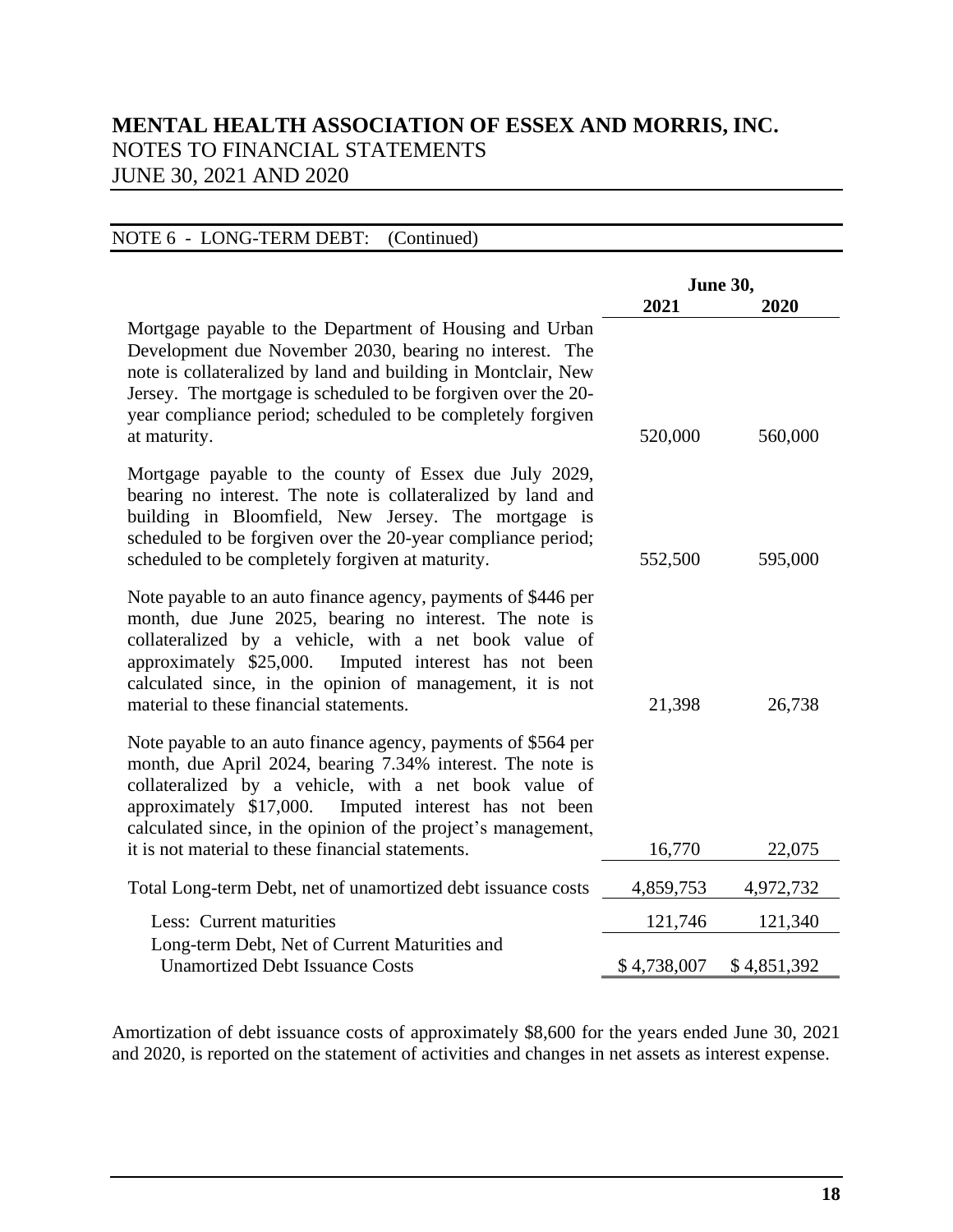# MENTAL HEALTH ASSOCIATION OF ESSEX AND MORRIS, INC.

NOTES TO FINANCIAL STATEMENTS

JUNE 30, 2021 AND 2020

## NOTE 6 - LONG-TERM DEBT: (Continued)

| | June 30, 2021 | June 30, 2020 |
|---|---|---|
| Mortgage payable to the Department of Housing and Urban Development due November 2030, bearing no interest. The note is collateralized by land and building in Montclair, New Jersey. The mortgage is scheduled to be forgiven over the 20-year compliance period; scheduled to be completely forgiven at maturity. | 520,000 | 560,000 |
| Mortgage payable to the county of Essex due July 2029, bearing no interest. The note is collateralized by land and building in Bloomfield, New Jersey. The mortgage is scheduled to be forgiven over the 20-year compliance period; scheduled to be completely forgiven at maturity. | 552,500 | 595,000 |
| Note payable to an auto finance agency, payments of $446 per month, due June 2025, bearing no interest. The note is collateralized by a vehicle, with a net book value of approximately $25,000. Imputed interest has not been calculated since, in the opinion of management, it is not material to these financial statements. | 21,398 | 26,738 |
| Note payable to an auto finance agency, payments of $564 per month, due April 2024, bearing 7.34% interest. The note is collateralized by a vehicle, with a net book value of approximately $17,000. Imputed interest has not been calculated since, in the opinion of the project's management, it is not material to these financial statements. | 16,770 | 22,075 |
| Total Long-term Debt, net of unamortized debt issuance costs | 4,859,753 | 4,972,732 |
| Less: Current maturities | 121,746 | 121,340 |
| Long-term Debt, Net of Current Maturities and Unamortized Debt Issuance Costs | $ 4,738,007 | $ 4,851,392 |

Amortization of debt issuance costs of approximately $8,600 for the years ended June 30, 2021 and 2020, is reported on the statement of activities and changes in net assets as interest expense.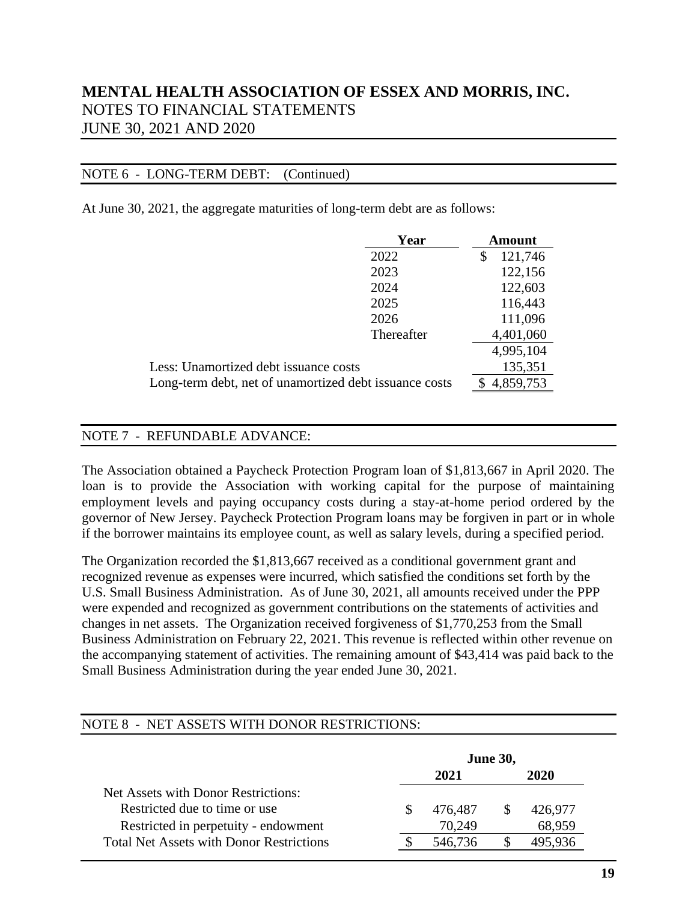# MENTAL HEALTH ASSOCIATION OF ESSEX AND MORRIS, INC.
NOTES TO FINANCIAL STATEMENTS
JUNE 30, 2021 AND 2020

## NOTE 6 - LONG-TERM DEBT: (Continued)

At June 30, 2021, the aggregate maturities of long-term debt are as follows:

| | Year | Amount |
|---|---|---|
| | 2022 | $ 121,746 |
| | 2023 | 122,156 |
| | 2024 | 122,603 |
| | 2025 | 116,443 |
| | 2026 | 111,096 |
| | Thereafter | 4,401,060 |
| | | 4,995,104 |
| Less: Unamortized debt issuance costs | | 135,351 |
| Long-term debt, net of unamortized debt issuance costs | | $ 4,859,753 |

## NOTE 7 - REFUNDABLE ADVANCE:

The Association obtained a Paycheck Protection Program loan of $1,813,667 in April 2020. The loan is to provide the Association with working capital for the purpose of maintaining employment levels and paying occupancy costs during a stay-at-home period ordered by the governor of New Jersey. Paycheck Protection Program loans may be forgiven in part or in whole if the borrower maintains its employee count, as well as salary levels, during a specified period.

The Organization recorded the $1,813,667 received as a conditional government grant and recognized revenue as expenses were incurred, which satisfied the conditions set forth by the U.S. Small Business Administration. As of June 30, 2021, all amounts received under the PPP were expended and recognized as government contributions on the statements of activities and changes in net assets. The Organization received forgiveness of $1,770,253 from the Small Business Administration on February 22, 2021. This revenue is reflected within other revenue on the accompanying statement of activities. The remaining amount of $43,414 was paid back to the Small Business Administration during the year ended June 30, 2021.

## NOTE 8 - NET ASSETS WITH DONOR RESTRICTIONS:

| | June 30, 2021 | June 30, 2020 |
|---|---|---|
| Net Assets with Donor Restrictions: | | |
| Restricted due to time or use | $ 476,487 | $ 426,977 |
| Restricted in perpetuity - endowment | 70,249 | 68,959 |
| Total Net Assets with Donor Restrictions | $ 546,736 | $ 495,936 |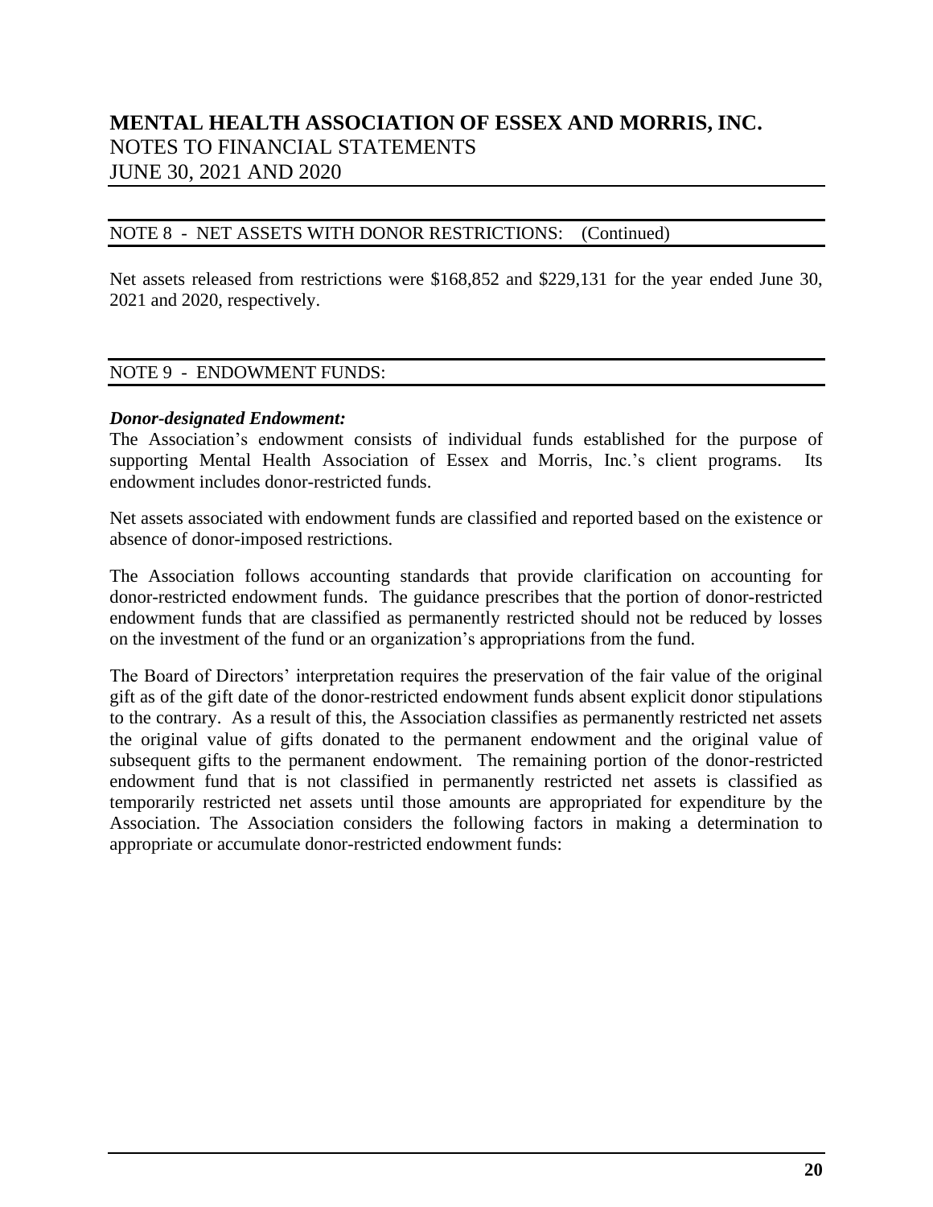## NOTE 8 - NET ASSETS WITH DONOR RESTRICTIONS: (Continued)

Net assets released from restrictions were $168,852 and $229,131 for the year ended June 30, 2021 and 2020, respectively.

## NOTE 9 - ENDOWMENT FUNDS:

***Donor-designated Endowment:***

The Association's endowment consists of individual funds established for the purpose of supporting Mental Health Association of Essex and Morris, Inc.'s client programs. Its endowment includes donor-restricted funds.

Net assets associated with endowment funds are classified and reported based on the existence or absence of donor-imposed restrictions.

The Association follows accounting standards that provide clarification on accounting for donor-restricted endowment funds. The guidance prescribes that the portion of donor-restricted endowment funds that are classified as permanently restricted should not be reduced by losses on the investment of the fund or an organization's appropriations from the fund.

The Board of Directors' interpretation requires the preservation of the fair value of the original gift as of the gift date of the donor-restricted endowment funds absent explicit donor stipulations to the contrary. As a result of this, the Association classifies as permanently restricted net assets the original value of gifts donated to the permanent endowment and the original value of subsequent gifts to the permanent endowment. The remaining portion of the donor-restricted endowment fund that is not classified in permanently restricted net assets is classified as temporarily restricted net assets until those amounts are appropriated for expenditure by the Association. The Association considers the following factors in making a determination to appropriate or accumulate donor-restricted endowment funds: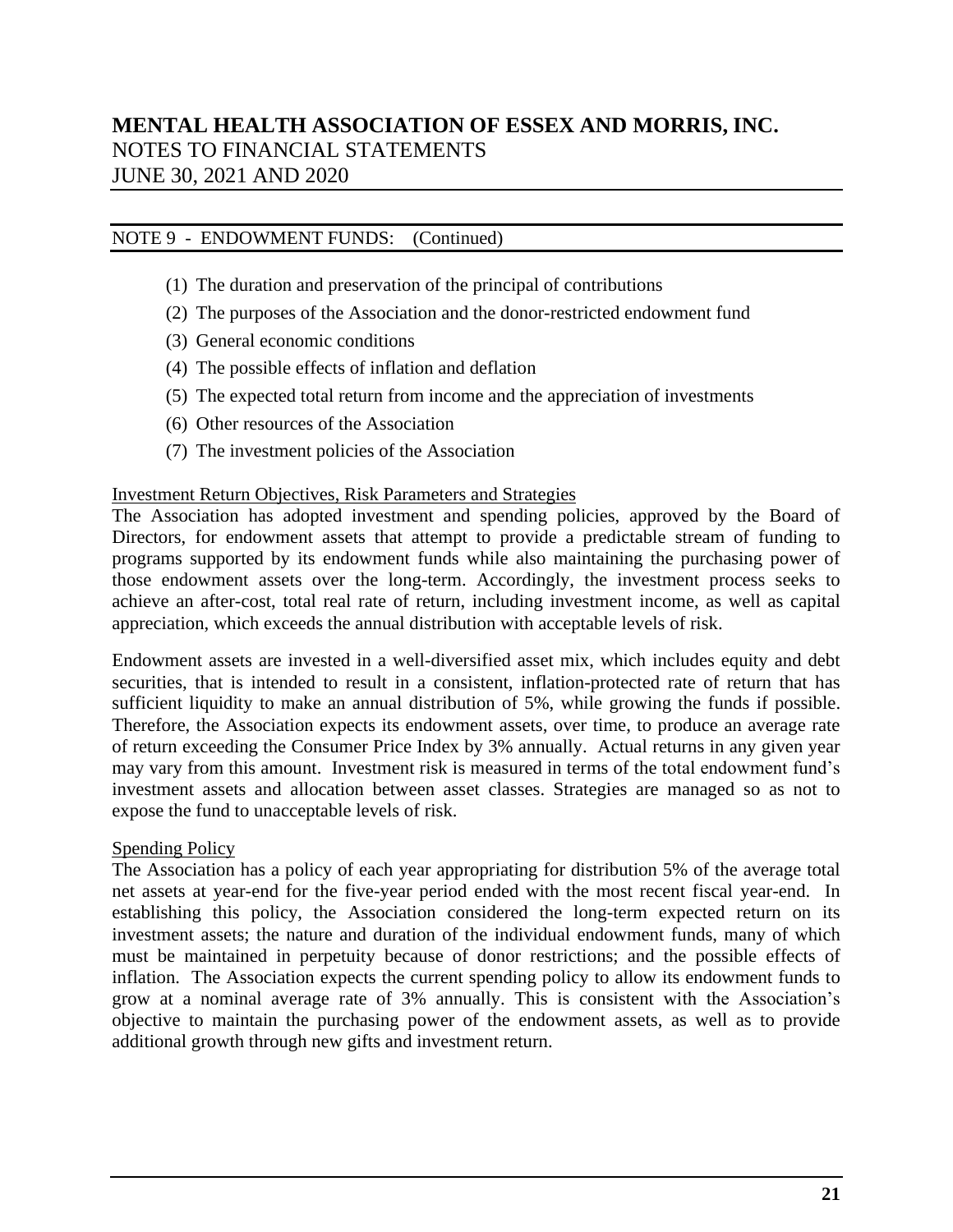## NOTE 9 - ENDOWMENT FUNDS: (Continued)

(1) The duration and preservation of the principal of contributions

(2) The purposes of the Association and the donor-restricted endowment fund

(3) General economic conditions

(4) The possible effects of inflation and deflation

(5) The expected total return from income and the appreciation of investments

(6) Other resources of the Association

(7) The investment policies of the Association

### Investment Return Objectives, Risk Parameters and Strategies

The Association has adopted investment and spending policies, approved by the Board of Directors, for endowment assets that attempt to provide a predictable stream of funding to programs supported by its endowment funds while also maintaining the purchasing power of those endowment assets over the long-term. Accordingly, the investment process seeks to achieve an after-cost, total real rate of return, including investment income, as well as capital appreciation, which exceeds the annual distribution with acceptable levels of risk.

Endowment assets are invested in a well-diversified asset mix, which includes equity and debt securities, that is intended to result in a consistent, inflation-protected rate of return that has sufficient liquidity to make an annual distribution of 5%, while growing the funds if possible. Therefore, the Association expects its endowment assets, over time, to produce an average rate of return exceeding the Consumer Price Index by 3% annually. Actual returns in any given year may vary from this amount. Investment risk is measured in terms of the total endowment fund's investment assets and allocation between asset classes. Strategies are managed so as not to expose the fund to unacceptable levels of risk.

### Spending Policy

The Association has a policy of each year appropriating for distribution 5% of the average total net assets at year-end for the five-year period ended with the most recent fiscal year-end. In establishing this policy, the Association considered the long-term expected return on its investment assets; the nature and duration of the individual endowment funds, many of which must be maintained in perpetuity because of donor restrictions; and the possible effects of inflation. The Association expects the current spending policy to allow its endowment funds to grow at a nominal average rate of 3% annually. This is consistent with the Association's objective to maintain the purchasing power of the endowment assets, as well as to provide additional growth through new gifts and investment return.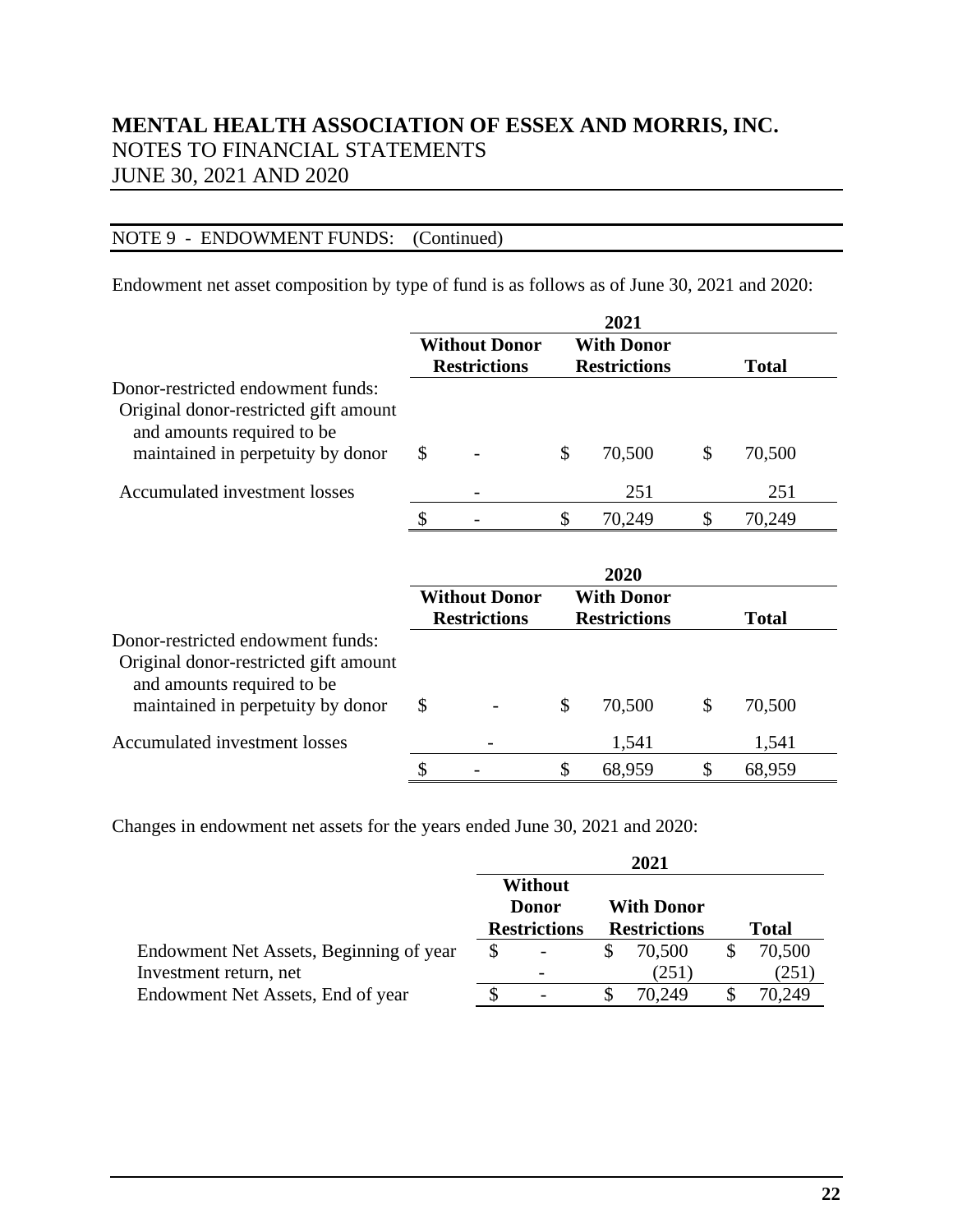# MENTAL HEALTH ASSOCIATION OF ESSEX AND MORRIS, INC.

NOTES TO FINANCIAL STATEMENTS

JUNE 30, 2021 AND 2020

## NOTE 9 - ENDOWMENT FUNDS: (Continued)

Endowment net asset composition by type of fund is as follows as of June 30, 2021 and 2020:

| | 2021 | | |
|---|---|---|---|
| | Without Donor Restrictions | With Donor Restrictions | Total |
| Donor-restricted endowment funds: | | | |
| Original donor-restricted gift amount and amounts required to be maintained in perpetuity by donor | $ - | $ 70,500 | $ 70,500 |
| Accumulated investment losses | - | 251 | 251 |
| | $ - | $ 70,249 | $ 70,249 |

| | 2020 | | |
|---|---|---|---|
| | Without Donor Restrictions | With Donor Restrictions | Total |
| Donor-restricted endowment funds: | | | |
| Original donor-restricted gift amount and amounts required to be maintained in perpetuity by donor | $ - | $ 70,500 | $ 70,500 |
| Accumulated investment losses | - | 1,541 | 1,541 |
| | $ - | $ 68,959 | $ 68,959 |

Changes in endowment net assets for the years ended June 30, 2021 and 2020:

| | 2021 | | |
|---|---|---|---|
| | Without Donor Restrictions | With Donor Restrictions | Total |
| Endowment Net Assets, Beginning of year | $ - | $ 70,500 | $ 70,500 |
| Investment return, net | - | (251) | (251) |
| Endowment Net Assets, End of year | $ - | $ 70,249 | $ 70,249 |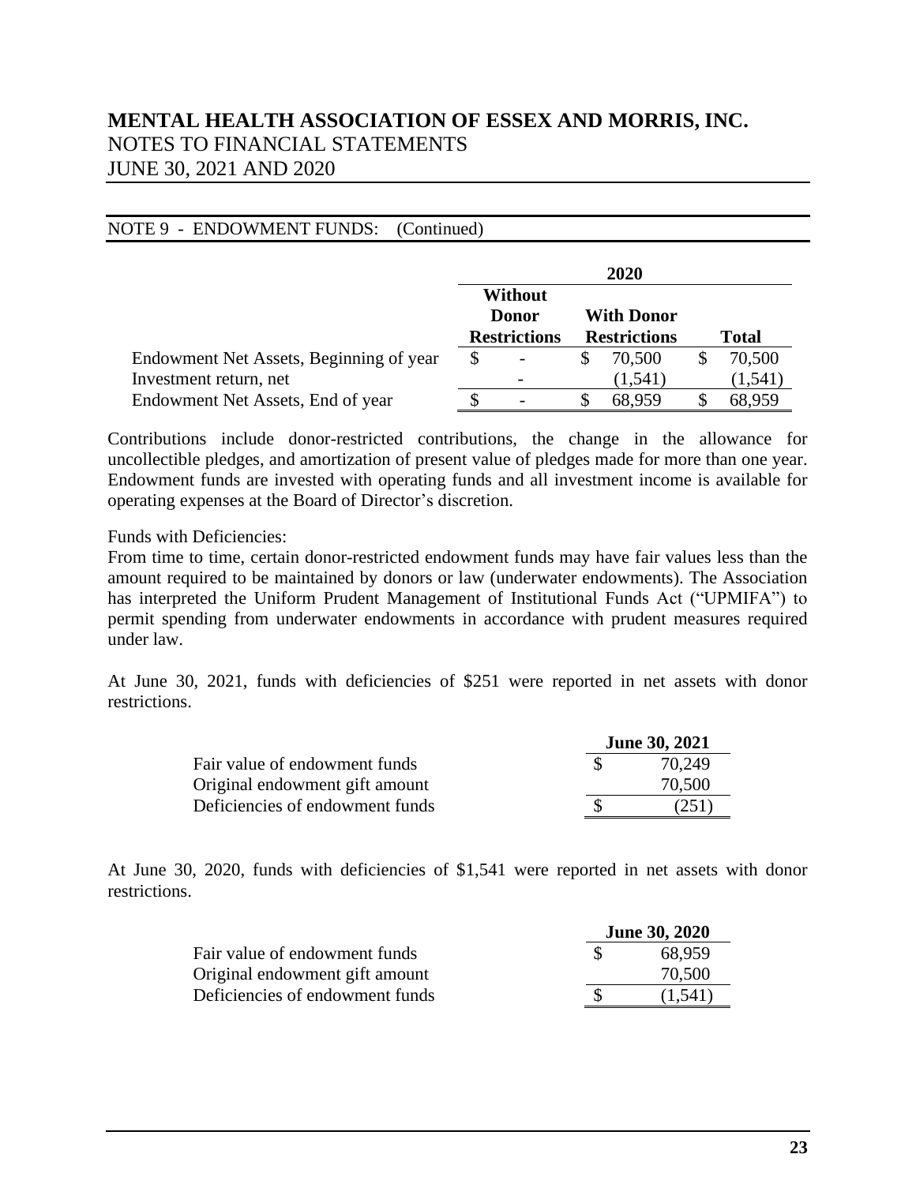NOTE 9 - ENDOWMENT FUNDS: (Continued)

| | 2020 | | |
|---|---|---|---|
| | Without Donor Restrictions | With Donor Restrictions | Total |
| Endowment Net Assets, Beginning of year | $ - | $ 70,500 | $ 70,500 |
| Investment return, net | - | (1,541) | (1,541) |
| Endowment Net Assets, End of year | $ - | $ 68,959 | $ 68,959 |

Contributions include donor-restricted contributions, the change in the allowance for uncollectible pledges, and amortization of present value of pledges made for more than one year. Endowment funds are invested with operating funds and all investment income is available for operating expenses at the Board of Director's discretion.

Funds with Deficiencies:
From time to time, certain donor-restricted endowment funds may have fair values less than the amount required to be maintained by donors or law (underwater endowments). The Association has interpreted the Uniform Prudent Management of Institutional Funds Act ("UPMIFA") to permit spending from underwater endowments in accordance with prudent measures required under law.

At June 30, 2021, funds with deficiencies of $251 were reported in net assets with donor restrictions.

| | June 30, 2021 |
|---|---|
| Fair value of endowment funds | $ 70,249 |
| Original endowment gift amount | 70,500 |
| Deficiencies of endowment funds | $ (251) |

At June 30, 2020, funds with deficiencies of $1,541 were reported in net assets with donor restrictions.

| | June 30, 2020 |
|---|---|
| Fair value of endowment funds | $ 68,959 |
| Original endowment gift amount | 70,500 |
| Deficiencies of endowment funds | $ (1,541) |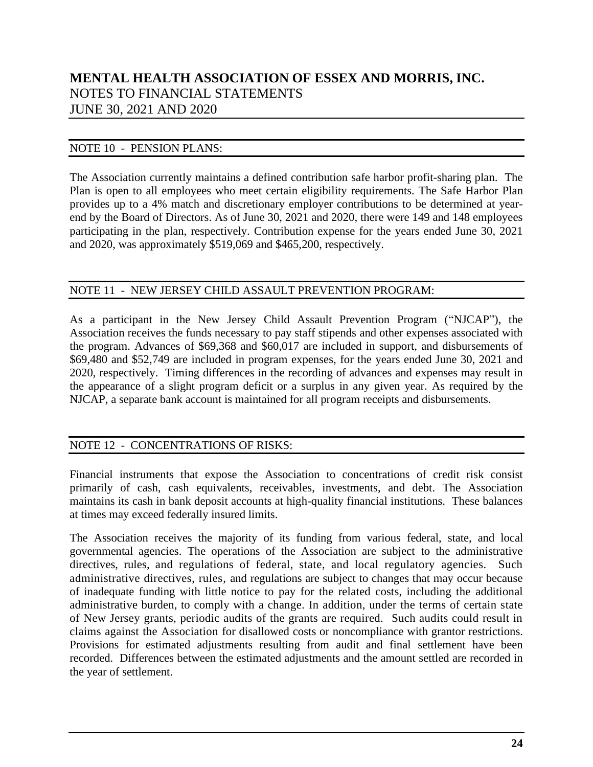# MENTAL HEALTH ASSOCIATION OF ESSEX AND MORRIS, INC.
NOTES TO FINANCIAL STATEMENTS
JUNE 30, 2021 AND 2020

## NOTE 10 - PENSION PLANS:

The Association currently maintains a defined contribution safe harbor profit-sharing plan. The Plan is open to all employees who meet certain eligibility requirements. The Safe Harbor Plan provides up to a 4% match and discretionary employer contributions to be determined at year-end by the Board of Directors. As of June 30, 2021 and 2020, there were 149 and 148 employees participating in the plan, respectively. Contribution expense for the years ended June 30, 2021 and 2020, was approximately $519,069 and $465,200, respectively.

## NOTE 11 - NEW JERSEY CHILD ASSAULT PREVENTION PROGRAM:

As a participant in the New Jersey Child Assault Prevention Program ("NJCAP"), the Association receives the funds necessary to pay staff stipends and other expenses associated with the program. Advances of $69,368 and $60,017 are included in support, and disbursements of $69,480 and $52,749 are included in program expenses, for the years ended June 30, 2021 and 2020, respectively. Timing differences in the recording of advances and expenses may result in the appearance of a slight program deficit or a surplus in any given year. As required by the NJCAP, a separate bank account is maintained for all program receipts and disbursements.

## NOTE 12 - CONCENTRATIONS OF RISKS:

Financial instruments that expose the Association to concentrations of credit risk consist primarily of cash, cash equivalents, receivables, investments, and debt. The Association maintains its cash in bank deposit accounts at high-quality financial institutions. These balances at times may exceed federally insured limits.

The Association receives the majority of its funding from various federal, state, and local governmental agencies. The operations of the Association are subject to the administrative directives, rules, and regulations of federal, state, and local regulatory agencies. Such administrative directives, rules, and regulations are subject to changes that may occur because of inadequate funding with little notice to pay for the related costs, including the additional administrative burden, to comply with a change. In addition, under the terms of certain state of New Jersey grants, periodic audits of the grants are required. Such audits could result in claims against the Association for disallowed costs or noncompliance with grantor restrictions. Provisions for estimated adjustments resulting from audit and final settlement have been recorded. Differences between the estimated adjustments and the amount settled are recorded in the year of settlement.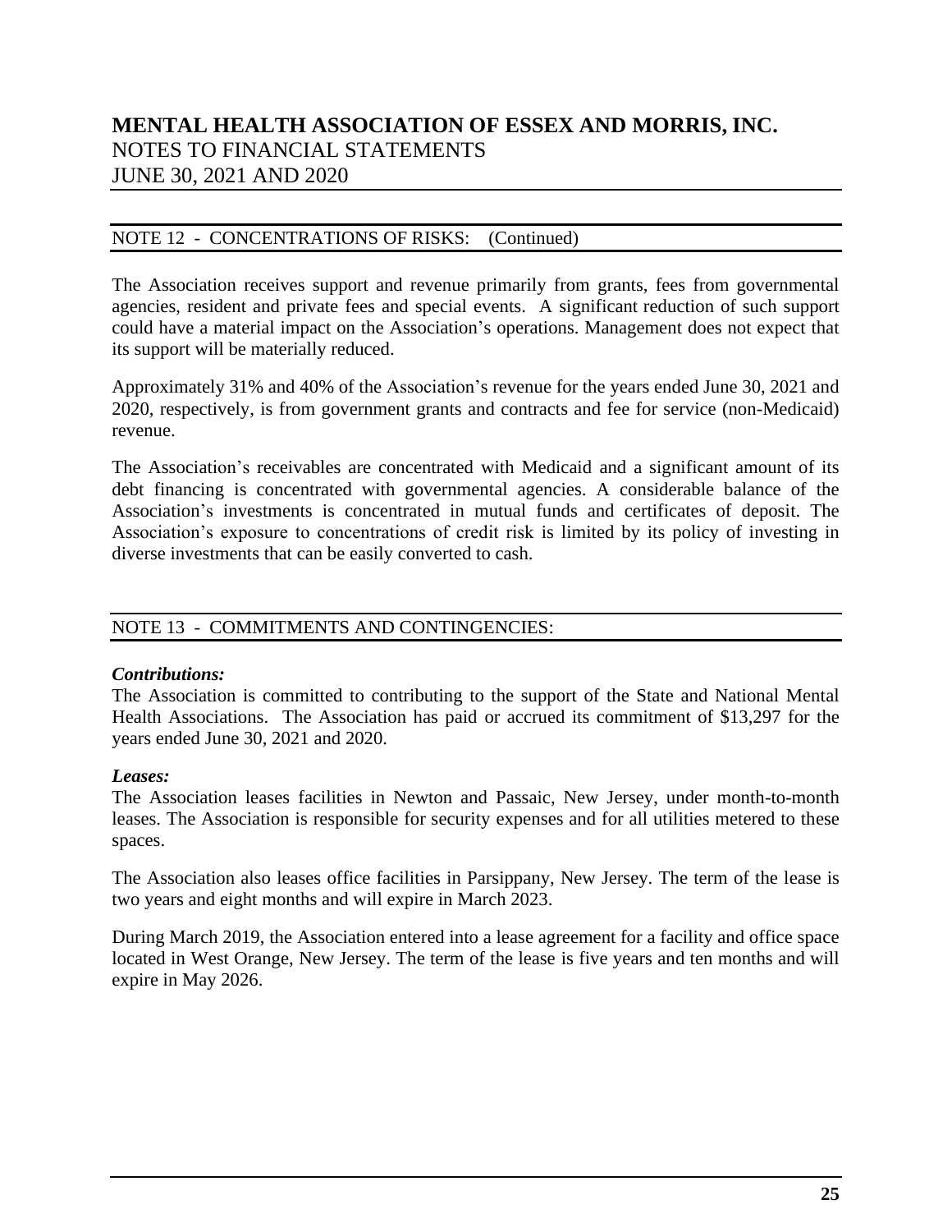## NOTE 12 - CONCENTRATIONS OF RISKS: (Continued)

The Association receives support and revenue primarily from grants, fees from governmental agencies, resident and private fees and special events. A significant reduction of such support could have a material impact on the Association's operations. Management does not expect that its support will be materially reduced.

Approximately 31% and 40% of the Association's revenue for the years ended June 30, 2021 and 2020, respectively, is from government grants and contracts and fee for service (non-Medicaid) revenue.

The Association's receivables are concentrated with Medicaid and a significant amount of its debt financing is concentrated with governmental agencies. A considerable balance of the Association's investments is concentrated in mutual funds and certificates of deposit. The Association's exposure to concentrations of credit risk is limited by its policy of investing in diverse investments that can be easily converted to cash.

## NOTE 13 - COMMITMENTS AND CONTINGENCIES:

***Contributions:***
The Association is committed to contributing to the support of the State and National Mental Health Associations. The Association has paid or accrued its commitment of $13,297 for the years ended June 30, 2021 and 2020.

***Leases:***
The Association leases facilities in Newton and Passaic, New Jersey, under month-to-month leases. The Association is responsible for security expenses and for all utilities metered to these spaces.

The Association also leases office facilities in Parsippany, New Jersey. The term of the lease is two years and eight months and will expire in March 2023.

During March 2019, the Association entered into a lease agreement for a facility and office space located in West Orange, New Jersey. The term of the lease is five years and ten months and will expire in May 2026.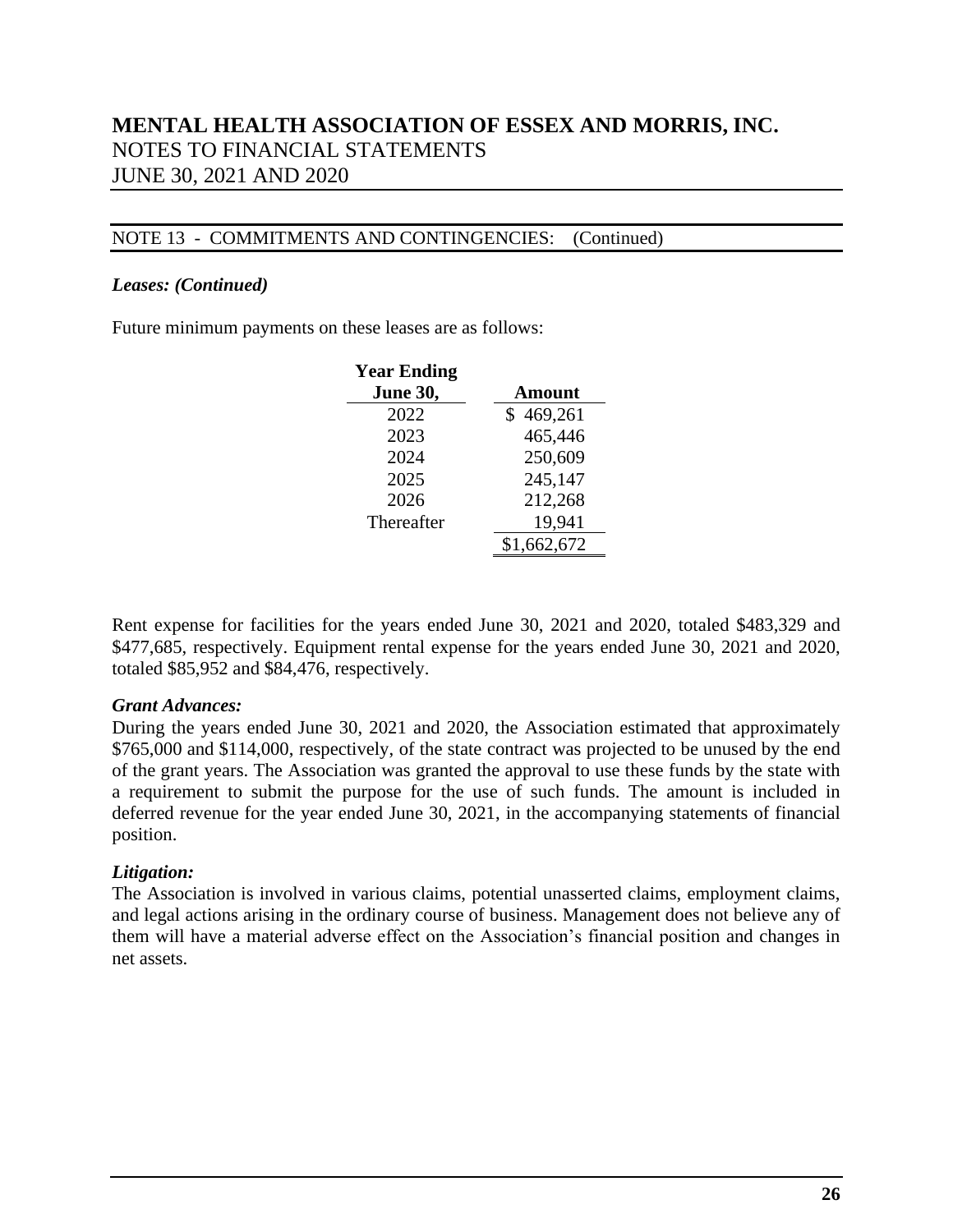# MENTAL HEALTH ASSOCIATION OF ESSEX AND MORRIS, INC.
NOTES TO FINANCIAL STATEMENTS
JUNE 30, 2021 AND 2020

NOTE 13 - COMMITMENTS AND CONTINGENCIES: (Continued)

***Leases: (Continued)***

Future minimum payments on these leases are as follows:

| Year Ending June 30, | Amount |
|---|---|
| 2022 | $ 469,261 |
| 2023 | 465,446 |
| 2024 | 250,609 |
| 2025 | 245,147 |
| 2026 | 212,268 |
| Thereafter | 19,941 |
| | $1,662,672 |

Rent expense for facilities for the years ended June 30, 2021 and 2020, totaled $483,329 and $477,685, respectively. Equipment rental expense for the years ended June 30, 2021 and 2020, totaled $85,952 and $84,476, respectively.

***Grant Advances:***

During the years ended June 30, 2021 and 2020, the Association estimated that approximately $765,000 and $114,000, respectively, of the state contract was projected to be unused by the end of the grant years. The Association was granted the approval to use these funds by the state with a requirement to submit the purpose for the use of such funds. The amount is included in deferred revenue for the year ended June 30, 2021, in the accompanying statements of financial position.

***Litigation:***

The Association is involved in various claims, potential unasserted claims, employment claims, and legal actions arising in the ordinary course of business. Management does not believe any of them will have a material adverse effect on the Association's financial position and changes in net assets.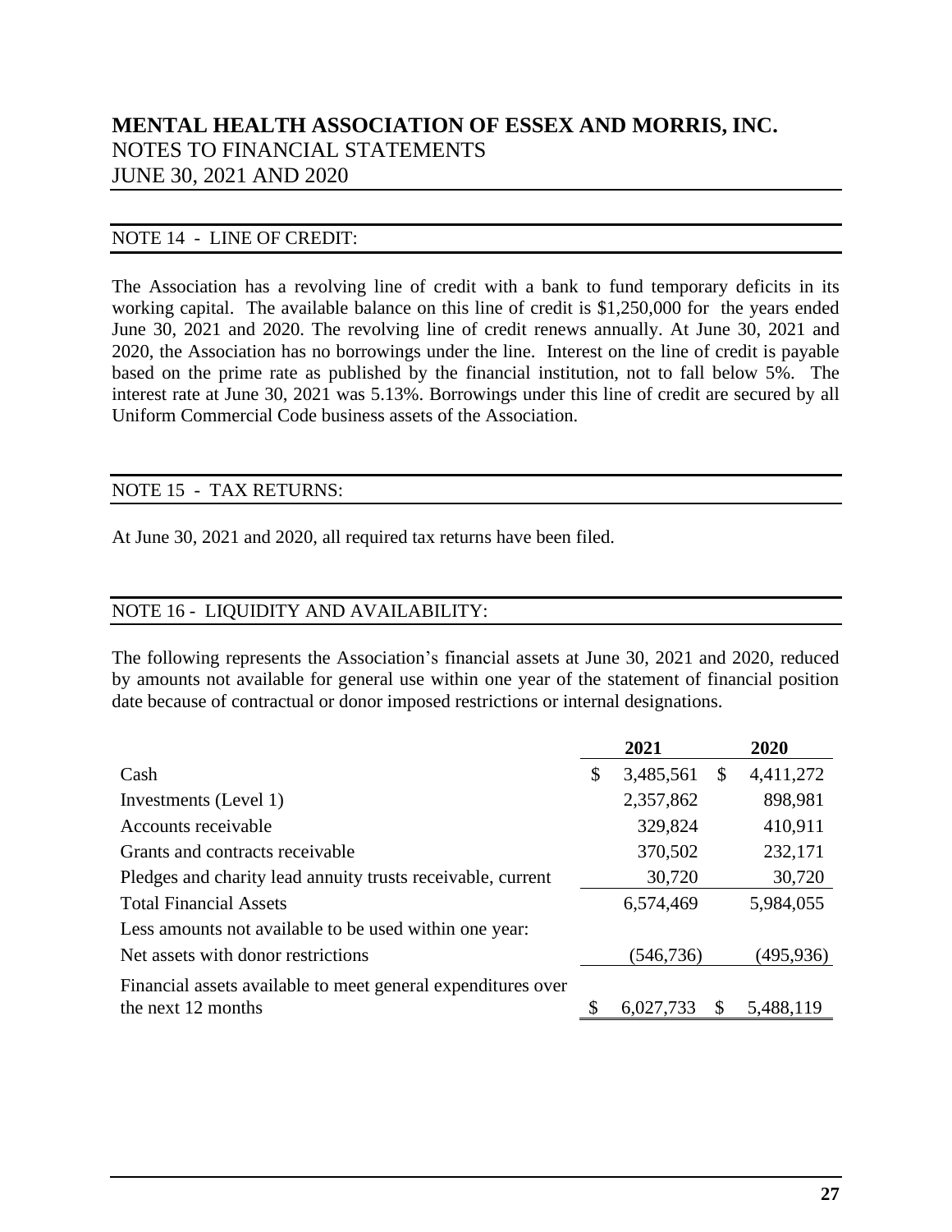# MENTAL HEALTH ASSOCIATION OF ESSEX AND MORRIS, INC.
NOTES TO FINANCIAL STATEMENTS
JUNE 30, 2021 AND 2020

## NOTE 14 - LINE OF CREDIT:

The Association has a revolving line of credit with a bank to fund temporary deficits in its working capital. The available balance on this line of credit is $1,250,000 for the years ended June 30, 2021 and 2020. The revolving line of credit renews annually. At June 30, 2021 and 2020, the Association has no borrowings under the line. Interest on the line of credit is payable based on the prime rate as published by the financial institution, not to fall below 5%. The interest rate at June 30, 2021 was 5.13%. Borrowings under this line of credit are secured by all Uniform Commercial Code business assets of the Association.

## NOTE 15 - TAX RETURNS:

At June 30, 2021 and 2020, all required tax returns have been filed.

## NOTE 16 - LIQUIDITY AND AVAILABILITY:

The following represents the Association's financial assets at June 30, 2021 and 2020, reduced by amounts not available for general use within one year of the statement of financial position date because of contractual or donor imposed restrictions or internal designations.

| | 2021 | 2020 |
|---|---|---|
| Cash | $ 3,485,561 | $ 4,411,272 |
| Investments (Level 1) | 2,357,862 | 898,981 |
| Accounts receivable | 329,824 | 410,911 |
| Grants and contracts receivable | 370,502 | 232,171 |
| Pledges and charity lead annuity trusts receivable, current | 30,720 | 30,720 |
| Total Financial Assets | 6,574,469 | 5,984,055 |
| Less amounts not available to be used within one year: | | |
| Net assets with donor restrictions | (546,736) | (495,936) |
| Financial assets available to meet general expenditures over the next 12 months | $ 6,027,733 | $ 5,488,119 |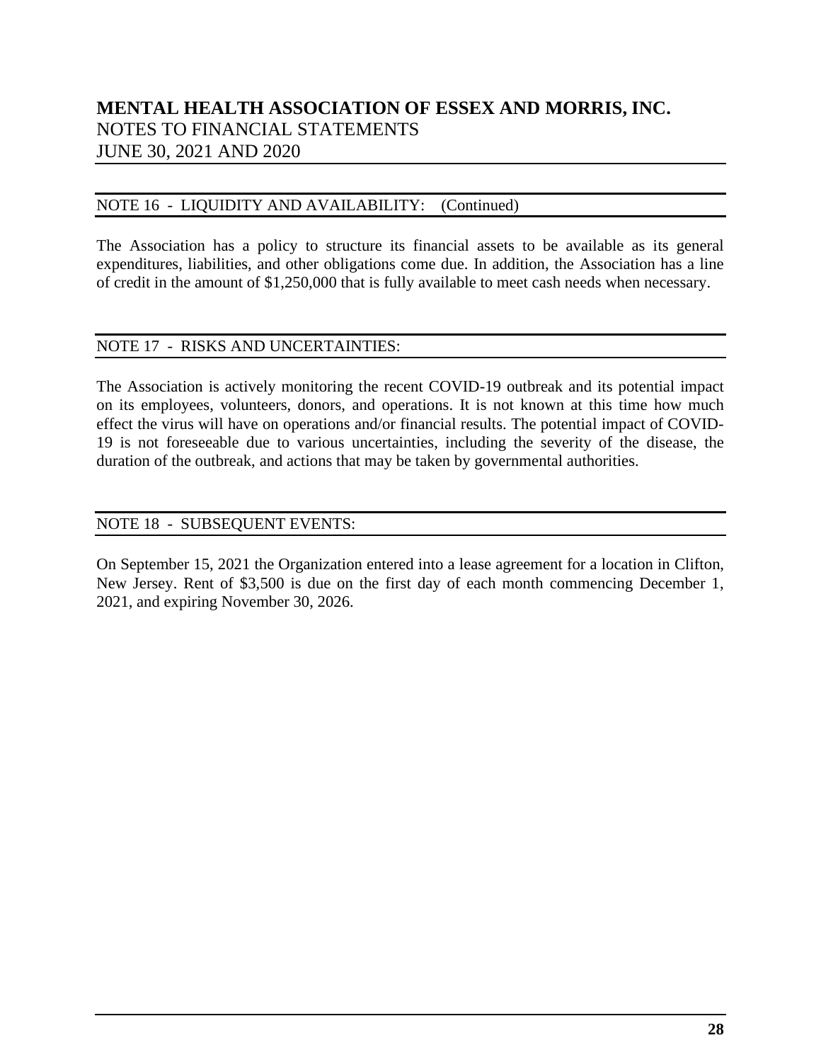## NOTE 16 - LIQUIDITY AND AVAILABILITY: (Continued)

The Association has a policy to structure its financial assets to be available as its general expenditures, liabilities, and other obligations come due. In addition, the Association has a line of credit in the amount of $1,250,000 that is fully available to meet cash needs when necessary.

## NOTE 17 - RISKS AND UNCERTAINTIES:

The Association is actively monitoring the recent COVID-19 outbreak and its potential impact on its employees, volunteers, donors, and operations. It is not known at this time how much effect the virus will have on operations and/or financial results. The potential impact of COVID-19 is not foreseeable due to various uncertainties, including the severity of the disease, the duration of the outbreak, and actions that may be taken by governmental authorities.

## NOTE 18 - SUBSEQUENT EVENTS:

On September 15, 2021 the Organization entered into a lease agreement for a location in Clifton, New Jersey. Rent of $3,500 is due on the first day of each month commencing December 1, 2021, and expiring November 30, 2026.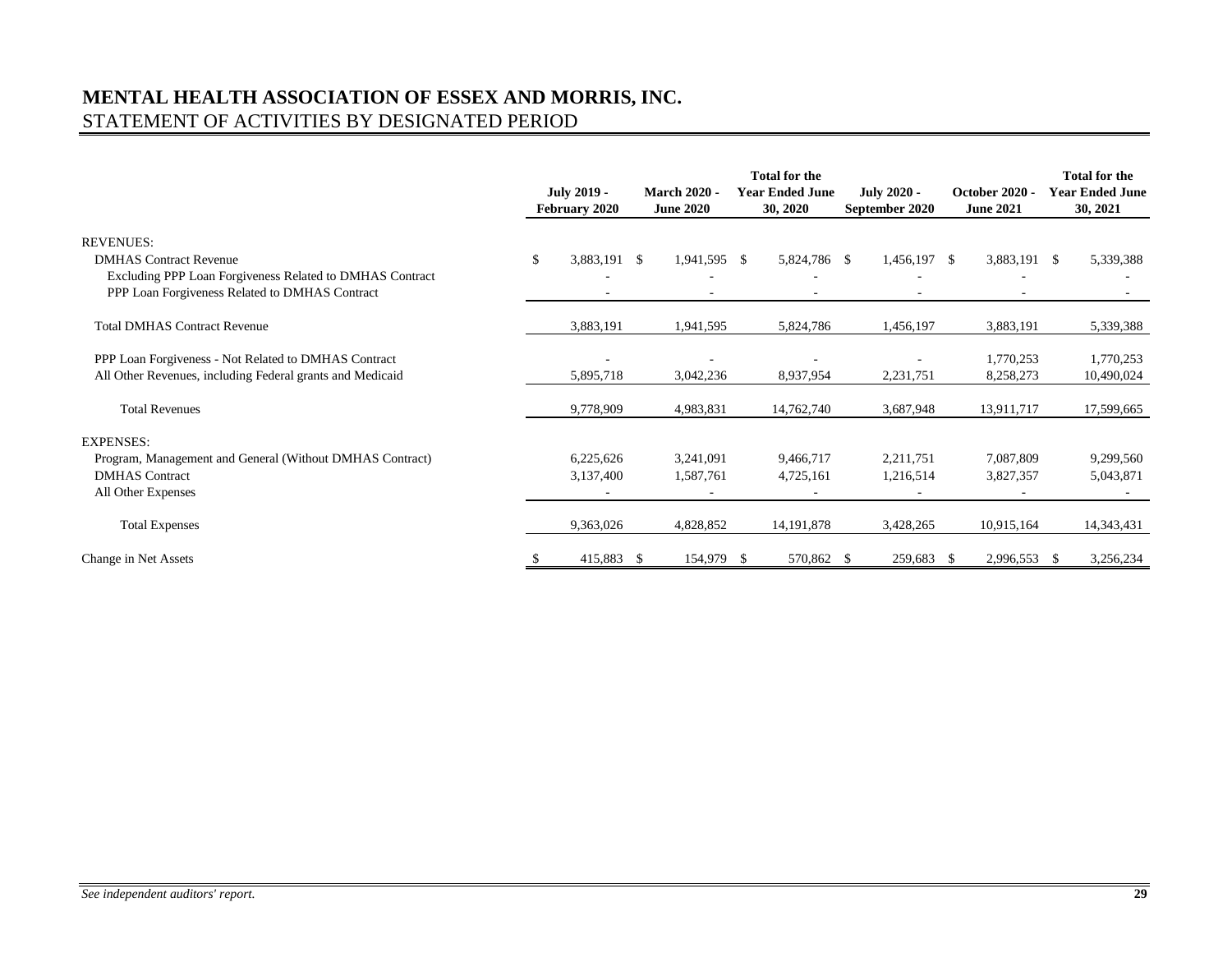# MENTAL HEALTH ASSOCIATION OF ESSEX AND MORRIS, INC.

## STATEMENT OF ACTIVITIES BY DESIGNATED PERIOD

| | July 2019 - February 2020 | March 2020 - June 2020 | Total for the Year Ended June 30, 2020 | July 2020 - September 2020 | October 2020 - June 2021 | Total for the Year Ended June 30, 2021 |
|---|---|---|---|---|---|---|
| REVENUES: | | | | | | |
| DMHAS Contract Revenue | $ 3,883,191 | $ 1,941,595 | $ 5,824,786 | $ 1,456,197 | $ 3,883,191 | $ 5,339,388 |
| Excluding PPP Loan Forgiveness Related to DMHAS Contract | - | - | - | - | - | - |
| PPP Loan Forgiveness Related to DMHAS Contract | - | - | - | - | - | - |
| Total DMHAS Contract Revenue | 3,883,191 | 1,941,595 | 5,824,786 | 1,456,197 | 3,883,191 | 5,339,388 |
| PPP Loan Forgiveness - Not Related to DMHAS Contract | - | - | - | - | 1,770,253 | 1,770,253 |
| All Other Revenues, including Federal grants and Medicaid | 5,895,718 | 3,042,236 | 8,937,954 | 2,231,751 | 8,258,273 | 10,490,024 |
| Total Revenues | 9,778,909 | 4,983,831 | 14,762,740 | 3,687,948 | 13,911,717 | 17,599,665 |
| EXPENSES: | | | | | | |
| Program, Management and General (Without DMHAS Contract) | 6,225,626 | 3,241,091 | 9,466,717 | 2,211,751 | 7,087,809 | 9,299,560 |
| DMHAS Contract | 3,137,400 | 1,587,761 | 4,725,161 | 1,216,514 | 3,827,357 | 5,043,871 |
| All Other Expenses | - | - | - | - | - | - |
| Total Expenses | 9,363,026 | 4,828,852 | 14,191,878 | 3,428,265 | 10,915,164 | 14,343,431 |
| Change in Net Assets | $ 415,883 | $ 154,979 | $ 570,862 | $ 259,683 | $ 2,996,553 | $ 3,256,234 |

*See independent auditors' report.*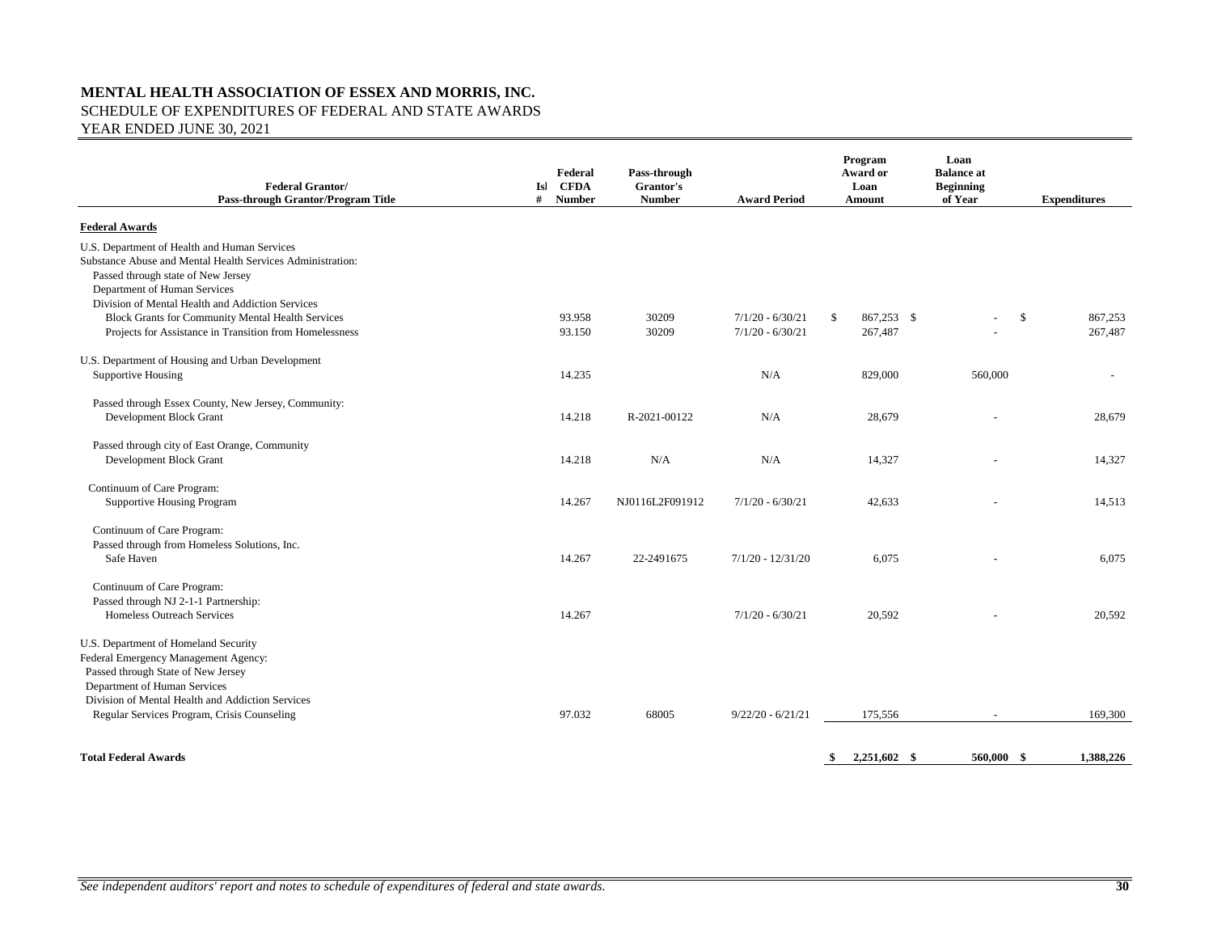**MENTAL HEALTH ASSOCIATION OF ESSEX AND MORRIS, INC.**
SCHEDULE OF EXPENDITURES OF FEDERAL AND STATE AWARDS
YEAR ENDED JUNE 30, 2021

| Federal Grantor/ Pass-through Grantor/Program Title | Isl # | Federal CFDA Number | Pass-through Grantor's Number | Award Period | Program Award or Loan Amount | Loan Balance at Beginning of Year | Expenditures |
|---|---|---|---|---|---|---|---|
| **Federal Awards** | | | | | | | |
| U.S. Department of Health and Human Services | | | | | | | |
| Substance Abuse and Mental Health Services Administration: | | | | | | | |
| Passed through state of New Jersey | | | | | | | |
| Department of Human Services | | | | | | | |
| Division of Mental Health and Addiction Services | | | | | | | |
| Block Grants for Community Mental Health Services | | 93.958 | 30209 | 7/1/20 - 6/30/21 | $ 867,253 | $ - | $ 867,253 |
| Projects for Assistance in Transition from Homelessness | | 93.150 | 30209 | 7/1/20 - 6/30/21 | 267,487 | - | 267,487 |
| U.S. Department of Housing and Urban Development | | | | | | | |
| Supportive Housing | | 14.235 | | N/A | 829,000 | 560,000 | - |
| Passed through Essex County, New Jersey, Community: | | | | | | | |
| Development Block Grant | | 14.218 | R-2021-00122 | N/A | 28,679 | - | 28,679 |
| Passed through city of East Orange, Community | | | | | | | |
| Development Block Grant | | 14.218 | N/A | N/A | 14,327 | - | 14,327 |
| Continuum of Care Program: | | | | | | | |
| Supportive Housing Program | | 14.267 | NJ0116L2F091912 | 7/1/20 - 6/30/21 | 42,633 | - | 14,513 |
| Continuum of Care Program: | | | | | | | |
| Passed through from Homeless Solutions, Inc. | | | | | | | |
| Safe Haven | | 14.267 | 22-2491675 | 7/1/20 - 12/31/20 | 6,075 | - | 6,075 |
| Continuum of Care Program: | | | | | | | |
| Passed through NJ 2-1-1 Partnership: | | | | | | | |
| Homeless Outreach Services | | 14.267 | | 7/1/20 - 6/30/21 | 20,592 | - | 20,592 |
| U.S. Department of Homeland Security | | | | | | | |
| Federal Emergency Management Agency: | | | | | | | |
| Passed through State of New Jersey | | | | | | | |
| Department of Human Services | | | | | | | |
| Division of Mental Health and Addiction Services | | | | | | | |
| Regular Services Program, Crisis Counseling | | 97.032 | 68005 | 9/22/20 - 6/21/21 | 175,556 | - | 169,300 |
| **Total Federal Awards** | | | | | **$ 2,251,602** | **$ 560,000** | **$ 1,388,226** |

*See independent auditors' report and notes to schedule of expenditures of federal and state awards.*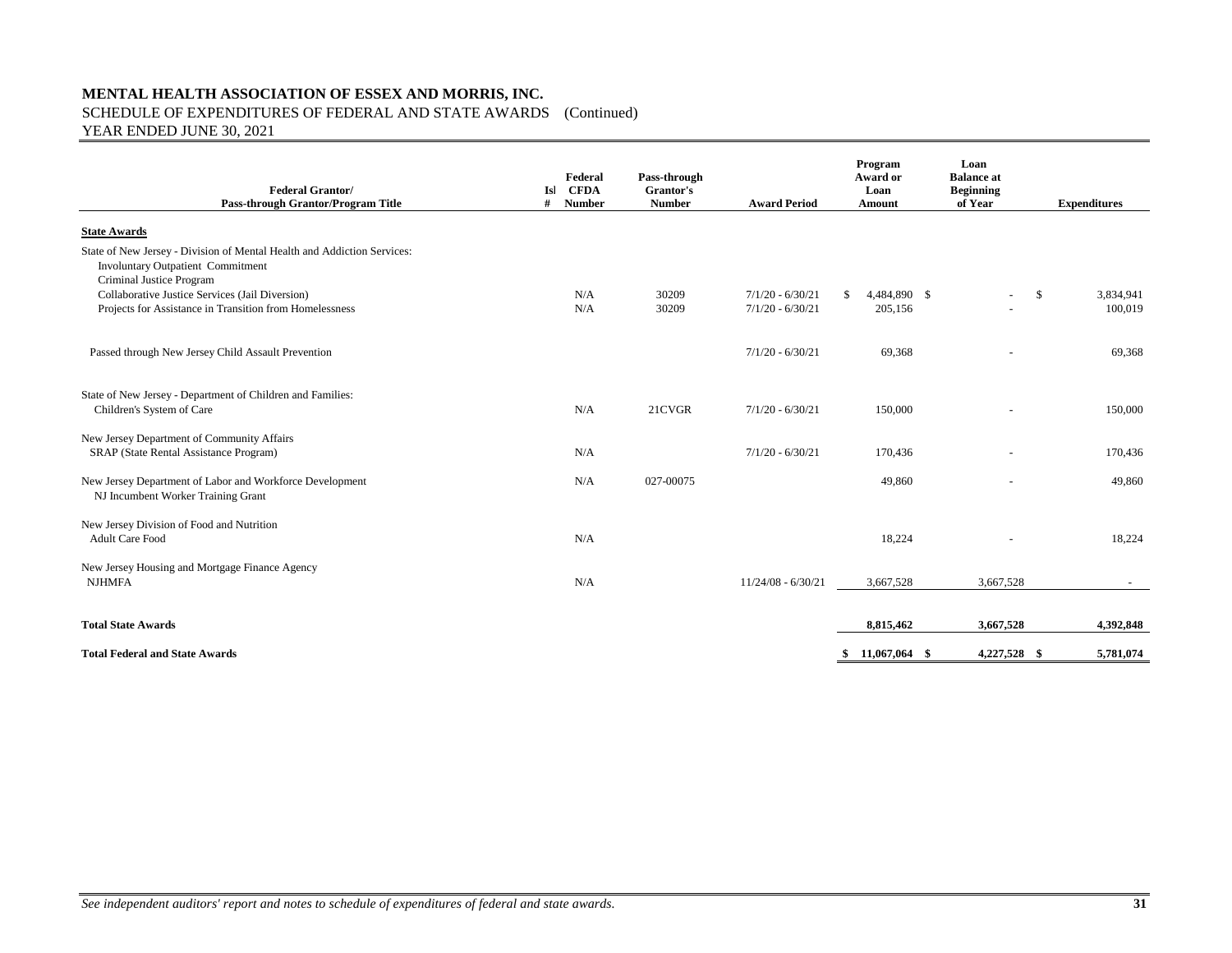**MENTAL HEALTH ASSOCIATION OF ESSEX AND MORRIS, INC.**

SCHEDULE OF EXPENDITURES OF FEDERAL AND STATE AWARDS (Continued)

YEAR ENDED JUNE 30, 2021

| Federal Grantor/ Pass-through Grantor/Program Title | Isl # | Federal CFDA Number | Pass-through Grantor's Number | Award Period | Program Award or Loan Amount | Loan Balance at Beginning of Year | Expenditures |
|---|---|---|---|---|---|---|---|
| **State Awards** | | | | | | | |
| State of New Jersey - Division of Mental Health and Addiction Services: | | | | | | | |
| Involuntary Outpatient Commitment | | | | | | | |
| Criminal Justice Program | | | | | | | |
| Collaborative Justice Services (Jail Diversion) | | N/A | 30209 | 7/1/20 - 6/30/21 | $ 4,484,890 | $ - | $ 3,834,941 |
| Projects for Assistance in Transition from Homelessness | | N/A | 30209 | 7/1/20 - 6/30/21 | 205,156 | - | 100,019 |
| Passed through New Jersey Child Assault Prevention | | | | 7/1/20 - 6/30/21 | 69,368 | - | 69,368 |
| State of New Jersey - Department of Children and Families: | | | | | | | |
| Children's System of Care | | N/A | 21CVGR | 7/1/20 - 6/30/21 | 150,000 | - | 150,000 |
| New Jersey Department of Community Affairs | | | | | | | |
| SRAP (State Rental Assistance Program) | | N/A | | 7/1/20 - 6/30/21 | 170,436 | - | 170,436 |
| New Jersey Department of Labor and Workforce Development | | N/A | 027-00075 | | 49,860 | - | 49,860 |
| NJ Incumbent Worker Training Grant | | | | | | | |
| New Jersey Division of Food and Nutrition | | | | | | | |
| Adult Care Food | | N/A | | | 18,224 | - | 18,224 |
| New Jersey Housing and Mortgage Finance Agency | | | | | | | |
| NJHMFA | | N/A | | 11/24/08 - 6/30/21 | 3,667,528 | 3,667,528 | - |
| **Total State Awards** | | | | | **8,815,462** | **3,667,528** | **4,392,848** |
| **Total Federal and State Awards** | | | | | **$ 11,067,064** | **$ 4,227,528** | **$ 5,781,074** |

*See independent auditors' report and notes to schedule of expenditures of federal and state awards.*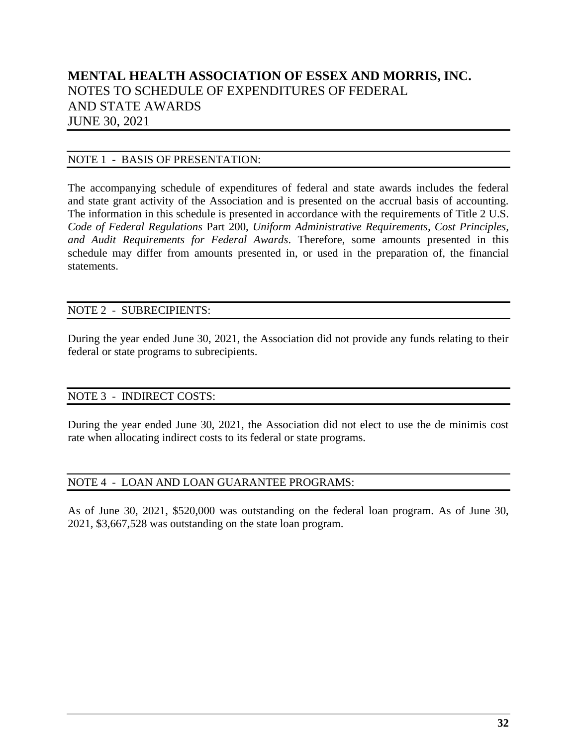# MENTAL HEALTH ASSOCIATION OF ESSEX AND MORRIS, INC.

NOTES TO SCHEDULE OF EXPENDITURES OF FEDERAL AND STATE AWARDS

JUNE 30, 2021

## NOTE 1 - BASIS OF PRESENTATION:

The accompanying schedule of expenditures of federal and state awards includes the federal and state grant activity of the Association and is presented on the accrual basis of accounting. The information in this schedule is presented in accordance with the requirements of Title 2 U.S. *Code of Federal Regulations* Part 200, *Uniform Administrative Requirements, Cost Principles, and Audit Requirements for Federal Awards*. Therefore, some amounts presented in this schedule may differ from amounts presented in, or used in the preparation of, the financial statements.

## NOTE 2 - SUBRECIPIENTS:

During the year ended June 30, 2021, the Association did not provide any funds relating to their federal or state programs to subrecipients.

## NOTE 3 - INDIRECT COSTS:

During the year ended June 30, 2021, the Association did not elect to use the de minimis cost rate when allocating indirect costs to its federal or state programs.

## NOTE 4 - LOAN AND LOAN GUARANTEE PROGRAMS:

As of June 30, 2021, $520,000 was outstanding on the federal loan program. As of June 30, 2021, $3,667,528 was outstanding on the state loan program.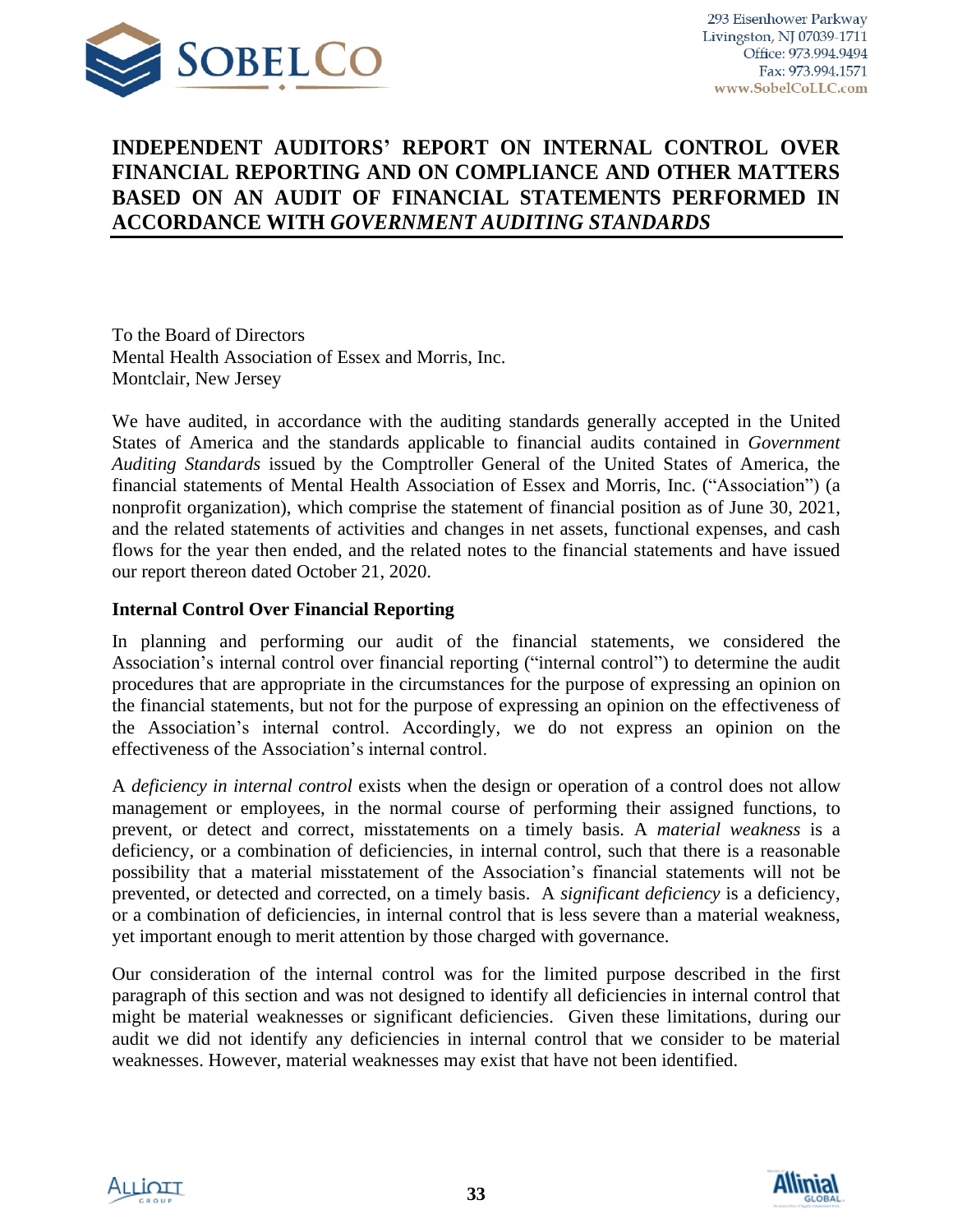# INDEPENDENT AUDITORS' REPORT ON INTERNAL CONTROL OVER FINANCIAL REPORTING AND ON COMPLIANCE AND OTHER MATTERS BASED ON AN AUDIT OF FINANCIAL STATEMENTS PERFORMED IN ACCORDANCE WITH *GOVERNMENT AUDITING STANDARDS*

To the Board of Directors
Mental Health Association of Essex and Morris, Inc.
Montclair, New Jersey

We have audited, in accordance with the auditing standards generally accepted in the United States of America and the standards applicable to financial audits contained in *Government Auditing Standards* issued by the Comptroller General of the United States of America, the financial statements of Mental Health Association of Essex and Morris, Inc. ("Association") (a nonprofit organization), which comprise the statement of financial position as of June 30, 2021, and the related statements of activities and changes in net assets, functional expenses, and cash flows for the year then ended, and the related notes to the financial statements and have issued our report thereon dated October 21, 2020.

## Internal Control Over Financial Reporting

In planning and performing our audit of the financial statements, we considered the Association's internal control over financial reporting ("internal control") to determine the audit procedures that are appropriate in the circumstances for the purpose of expressing an opinion on the financial statements, but not for the purpose of expressing an opinion on the effectiveness of the Association's internal control. Accordingly, we do not express an opinion on the effectiveness of the Association's internal control.

A *deficiency in internal control* exists when the design or operation of a control does not allow management or employees, in the normal course of performing their assigned functions, to prevent, or detect and correct, misstatements on a timely basis. A *material weakness* is a deficiency, or a combination of deficiencies, in internal control, such that there is a reasonable possibility that a material misstatement of the Association's financial statements will not be prevented, or detected and corrected, on a timely basis. A *significant deficiency* is a deficiency, or a combination of deficiencies, in internal control that is less severe than a material weakness, yet important enough to merit attention by those charged with governance.

Our consideration of the internal control was for the limited purpose described in the first paragraph of this section and was not designed to identify all deficiencies in internal control that might be material weaknesses or significant deficiencies. Given these limitations, during our audit we did not identify any deficiencies in internal control that we consider to be material weaknesses. However, material weaknesses may exist that have not been identified.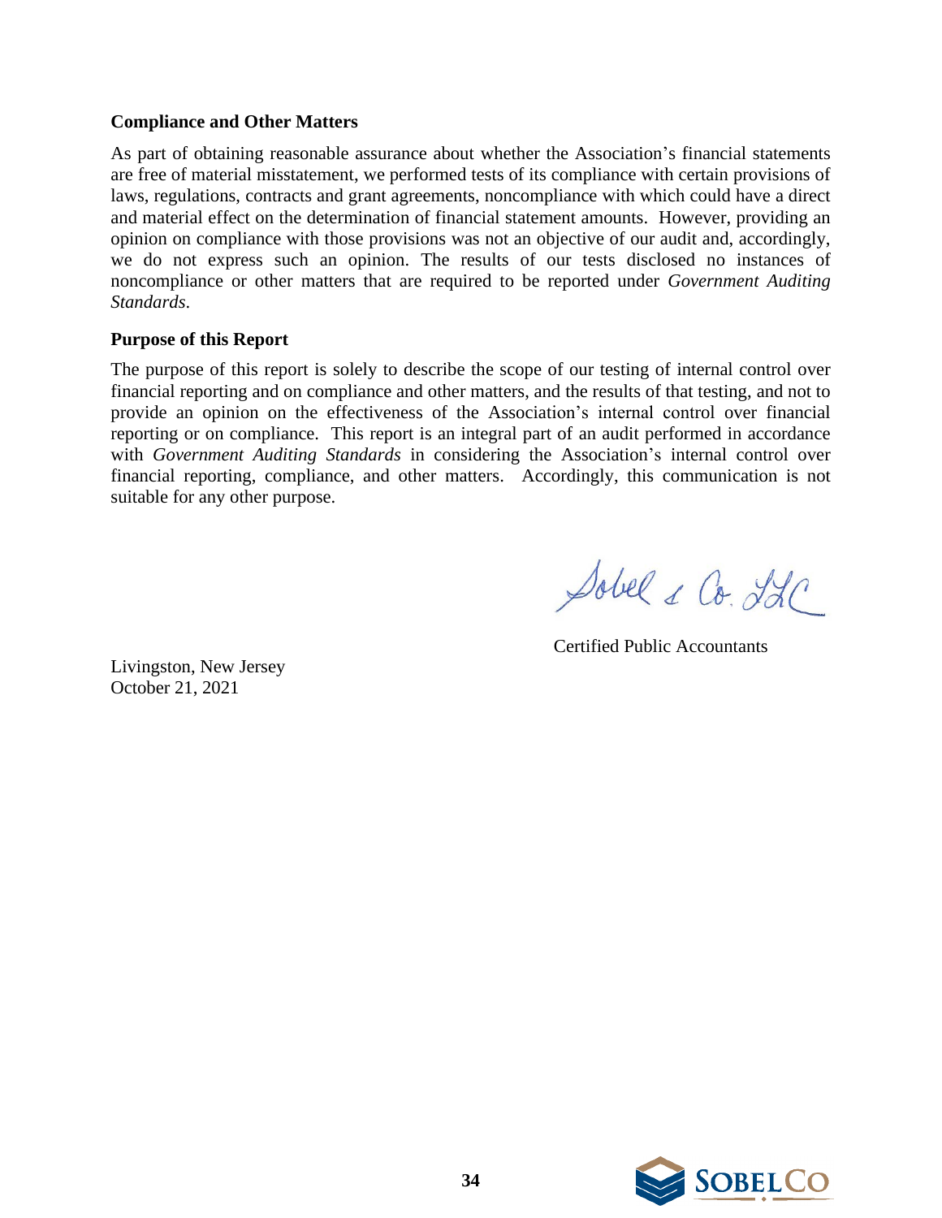### Compliance and Other Matters

As part of obtaining reasonable assurance about whether the Association's financial statements are free of material misstatement, we performed tests of its compliance with certain provisions of laws, regulations, contracts and grant agreements, noncompliance with which could have a direct and material effect on the determination of financial statement amounts. However, providing an opinion on compliance with those provisions was not an objective of our audit and, accordingly, we do not express such an opinion. The results of our tests disclosed no instances of noncompliance or other matters that are required to be reported under *Government Auditing Standards*.

### Purpose of this Report

The purpose of this report is solely to describe the scope of our testing of internal control over financial reporting and on compliance and other matters, and the results of that testing, and not to provide an opinion on the effectiveness of the Association's internal control over financial reporting or on compliance. This report is an integral part of an audit performed in accordance with *Government Auditing Standards* in considering the Association's internal control over financial reporting, compliance, and other matters. Accordingly, this communication is not suitable for any other purpose.

Sobel & Co. LLC

Certified Public Accountants

Livingston, New Jersey
October 21, 2021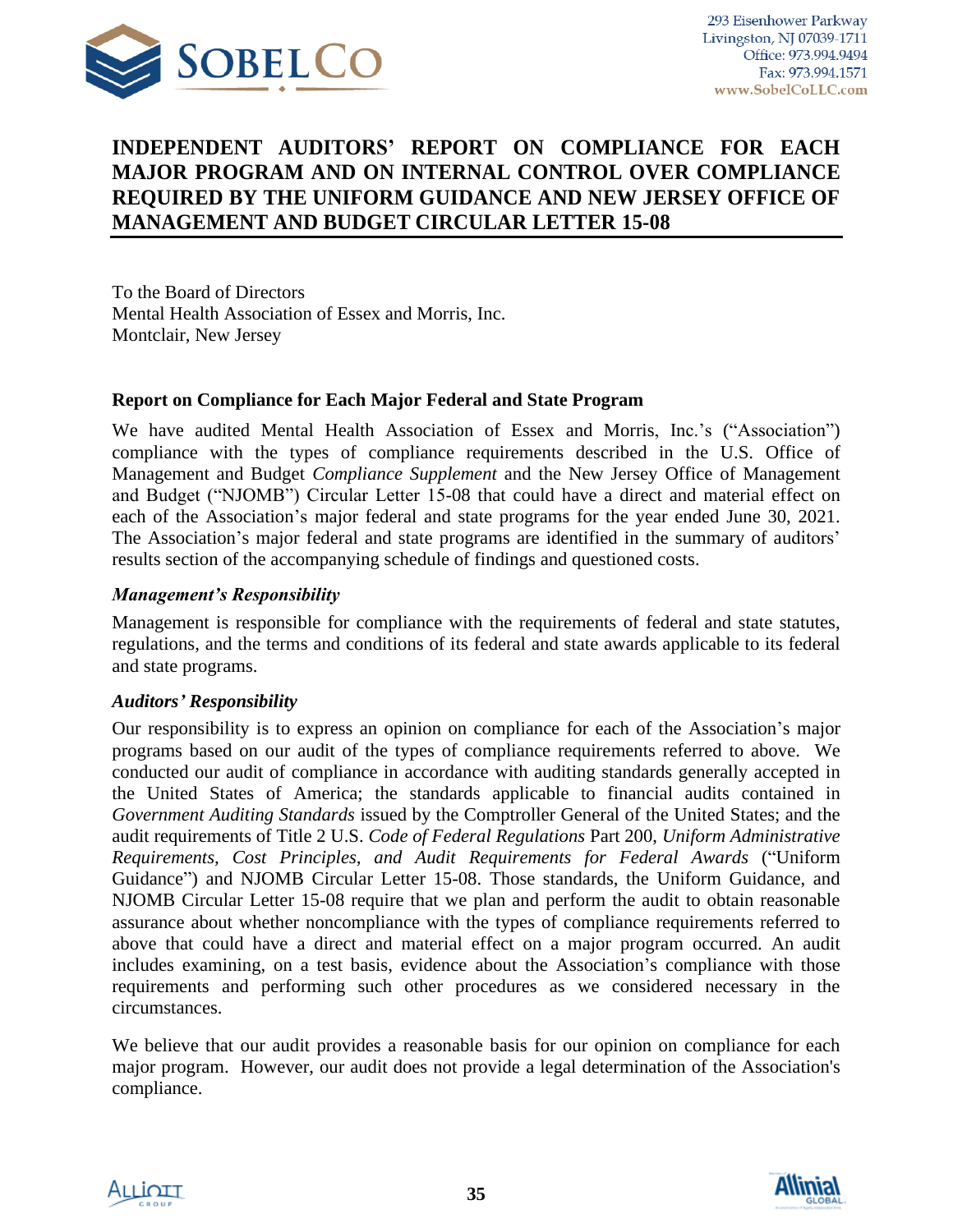# INDEPENDENT AUDITORS' REPORT ON COMPLIANCE FOR EACH MAJOR PROGRAM AND ON INTERNAL CONTROL OVER COMPLIANCE REQUIRED BY THE UNIFORM GUIDANCE AND NEW JERSEY OFFICE OF MANAGEMENT AND BUDGET CIRCULAR LETTER 15-08

To the Board of Directors
Mental Health Association of Essex and Morris, Inc.
Montclair, New Jersey

## Report on Compliance for Each Major Federal and State Program

We have audited Mental Health Association of Essex and Morris, Inc.'s ("Association") compliance with the types of compliance requirements described in the U.S. Office of Management and Budget *Compliance Supplement* and the New Jersey Office of Management and Budget ("NJOMB") Circular Letter 15-08 that could have a direct and material effect on each of the Association's major federal and state programs for the year ended June 30, 2021. The Association's major federal and state programs are identified in the summary of auditors' results section of the accompanying schedule of findings and questioned costs.

### *Management's Responsibility*

Management is responsible for compliance with the requirements of federal and state statutes, regulations, and the terms and conditions of its federal and state awards applicable to its federal and state programs.

### *Auditors' Responsibility*

Our responsibility is to express an opinion on compliance for each of the Association's major programs based on our audit of the types of compliance requirements referred to above. We conducted our audit of compliance in accordance with auditing standards generally accepted in the United States of America; the standards applicable to financial audits contained in *Government Auditing Standards* issued by the Comptroller General of the United States; and the audit requirements of Title 2 U.S. *Code of Federal Regulations* Part 200, *Uniform Administrative Requirements, Cost Principles, and Audit Requirements for Federal Awards* ("Uniform Guidance") and NJOMB Circular Letter 15-08. Those standards, the Uniform Guidance, and NJOMB Circular Letter 15-08 require that we plan and perform the audit to obtain reasonable assurance about whether noncompliance with the types of compliance requirements referred to above that could have a direct and material effect on a major program occurred. An audit includes examining, on a test basis, evidence about the Association's compliance with those requirements and performing such other procedures as we considered necessary in the circumstances.

We believe that our audit provides a reasonable basis for our opinion on compliance for each major program. However, our audit does not provide a legal determination of the Association's compliance.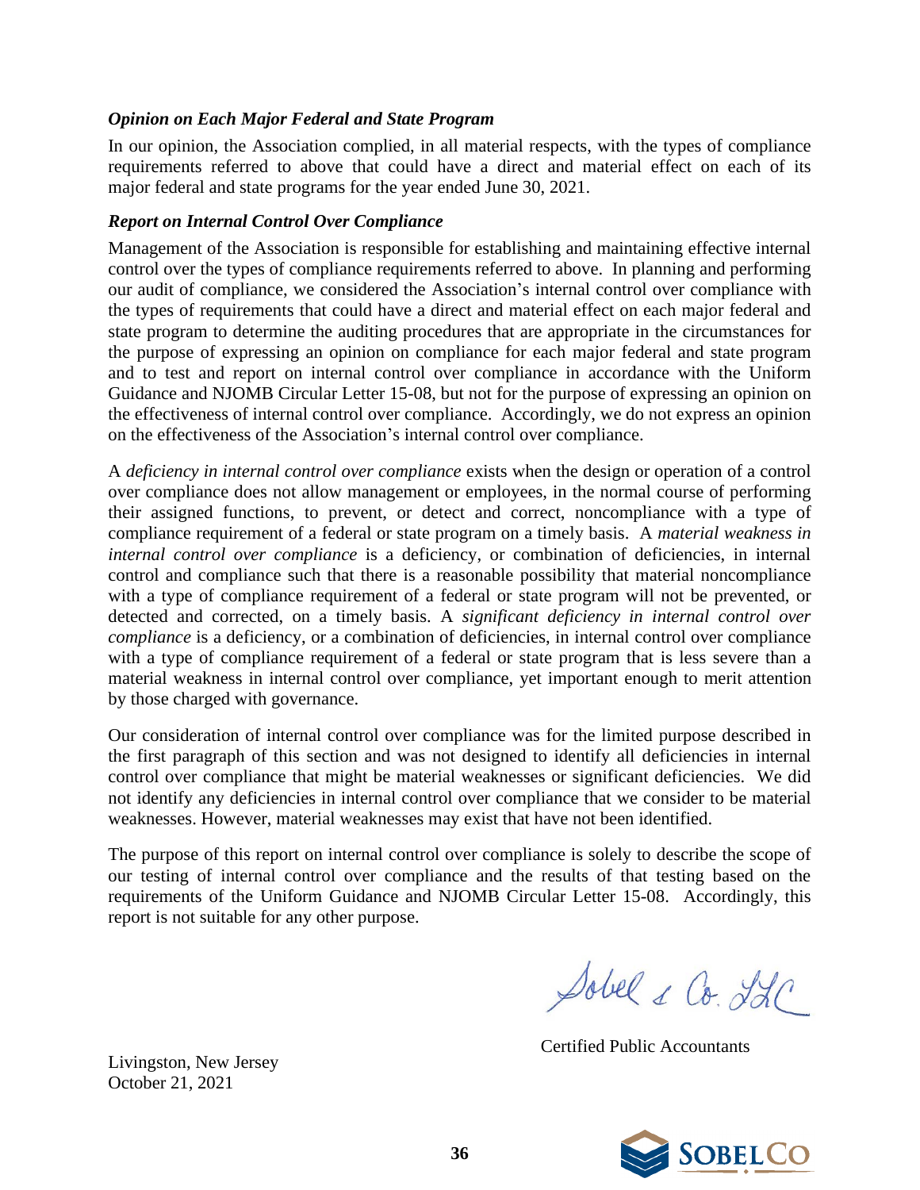### *Opinion on Each Major Federal and State Program*

In our opinion, the Association complied, in all material respects, with the types of compliance requirements referred to above that could have a direct and material effect on each of its major federal and state programs for the year ended June 30, 2021.

### *Report on Internal Control Over Compliance*

Management of the Association is responsible for establishing and maintaining effective internal control over the types of compliance requirements referred to above. In planning and performing our audit of compliance, we considered the Association's internal control over compliance with the types of requirements that could have a direct and material effect on each major federal and state program to determine the auditing procedures that are appropriate in the circumstances for the purpose of expressing an opinion on compliance for each major federal and state program and to test and report on internal control over compliance in accordance with the Uniform Guidance and NJOMB Circular Letter 15-08, but not for the purpose of expressing an opinion on the effectiveness of internal control over compliance. Accordingly, we do not express an opinion on the effectiveness of the Association's internal control over compliance.

A *deficiency in internal control over compliance* exists when the design or operation of a control over compliance does not allow management or employees, in the normal course of performing their assigned functions, to prevent, or detect and correct, noncompliance with a type of compliance requirement of a federal or state program on a timely basis. A *material weakness in internal control over compliance* is a deficiency, or combination of deficiencies, in internal control and compliance such that there is a reasonable possibility that material noncompliance with a type of compliance requirement of a federal or state program will not be prevented, or detected and corrected, on a timely basis. A *significant deficiency in internal control over compliance* is a deficiency, or a combination of deficiencies, in internal control over compliance with a type of compliance requirement of a federal or state program that is less severe than a material weakness in internal control over compliance, yet important enough to merit attention by those charged with governance.

Our consideration of internal control over compliance was for the limited purpose described in the first paragraph of this section and was not designed to identify all deficiencies in internal control over compliance that might be material weaknesses or significant deficiencies. We did not identify any deficiencies in internal control over compliance that we consider to be material weaknesses. However, material weaknesses may exist that have not been identified.

The purpose of this report on internal control over compliance is solely to describe the scope of our testing of internal control over compliance and the results of that testing based on the requirements of the Uniform Guidance and NJOMB Circular Letter 15-08. Accordingly, this report is not suitable for any other purpose.

Sobel & Co. LLC

Certified Public Accountants

Livingston, New Jersey
October 21, 2021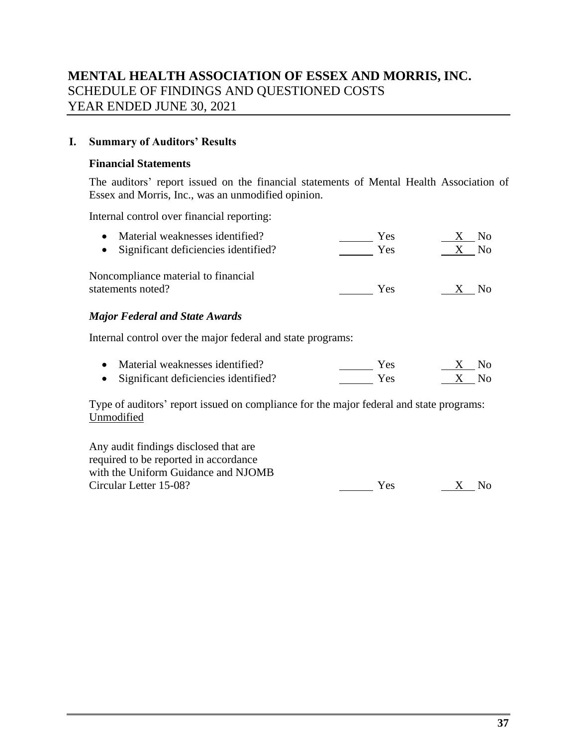# MENTAL HEALTH ASSOCIATION OF ESSEX AND MORRIS, INC.
SCHEDULE OF FINDINGS AND QUESTIONED COSTS
YEAR ENDED JUNE 30, 2021

## I. Summary of Auditors' Results

### Financial Statements

The auditors' report issued on the financial statements of Mental Health Association of Essex and Morris, Inc., was an unmodified opinion.

Internal control over financial reporting:

| | | |
|---|---|---|
| • Material weaknesses identified? | ______ Yes | X No |
| • Significant deficiencies identified? | ______ Yes | X No |
| Noncompliance material to financial statements noted? | ______ Yes | X No |

### *Major Federal and State Awards*

Internal control over the major federal and state programs:

| | | |
|---|---|---|
| • Material weaknesses identified? | ______ Yes | X No |
| • Significant deficiencies identified? | ______ Yes | X No |

Type of auditors' report issued on compliance for the major federal and state programs: Unmodified

| | | |
|---|---|---|
| Any audit findings disclosed that are required to be reported in accordance with the Uniform Guidance and NJOMB Circular Letter 15-08? | ______ Yes | X No |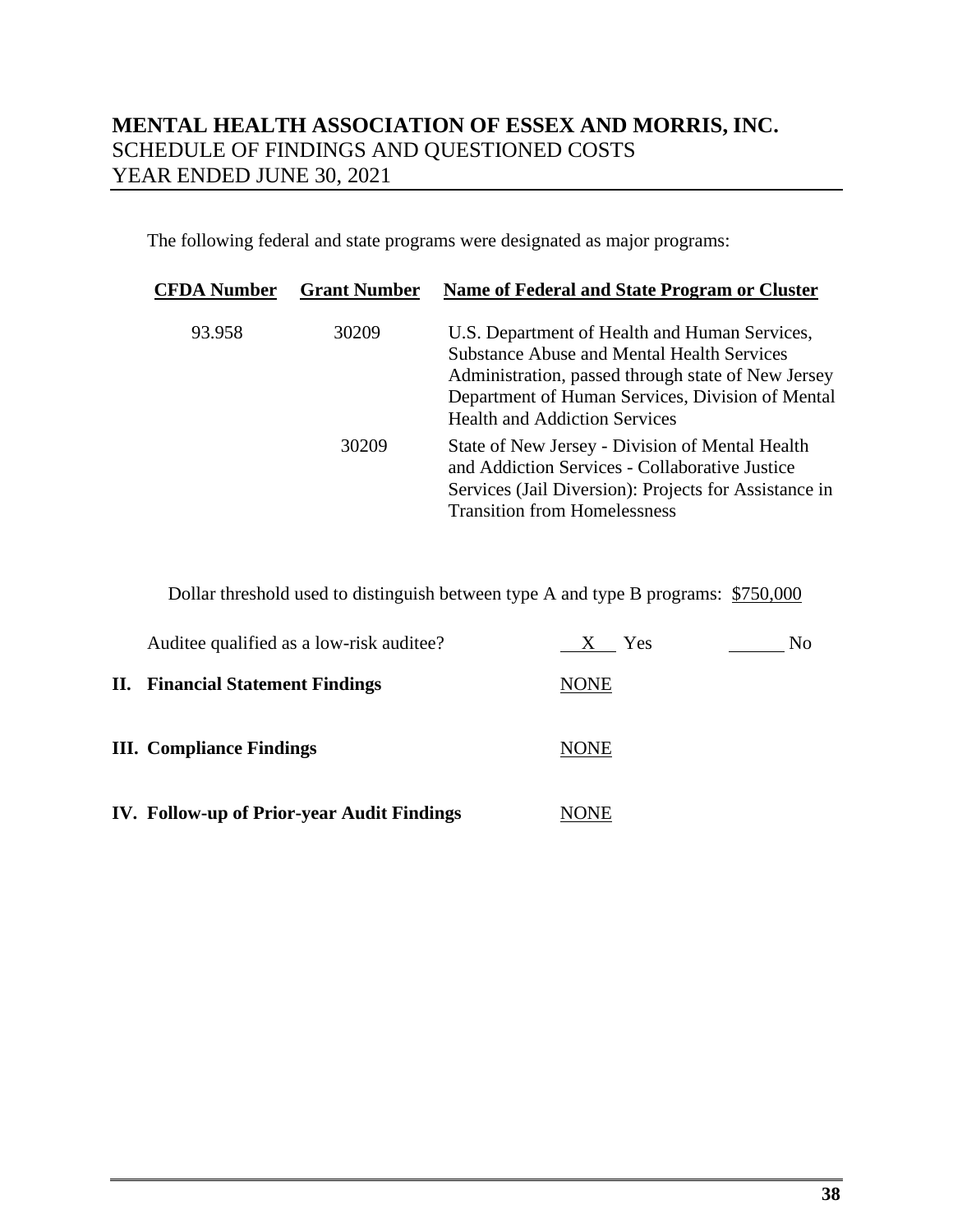# MENTAL HEALTH ASSOCIATION OF ESSEX AND MORRIS, INC.

SCHEDULE OF FINDINGS AND QUESTIONED COSTS
YEAR ENDED JUNE 30, 2021

The following federal and state programs were designated as major programs:

| CFDA Number | Grant Number | Name of Federal and State Program or Cluster |
|---|---|---|
| 93.958 | 30209 | U.S. Department of Health and Human Services, Substance Abuse and Mental Health Services Administration, passed through state of New Jersey Department of Human Services, Division of Mental Health and Addiction Services |
| | 30209 | State of New Jersey - Division of Mental Health and Addiction Services - Collaborative Justice Services (Jail Diversion): Projects for Assistance in Transition from Homelessness |

Dollar threshold used to distinguish between type A and type B programs: $750,000

Auditee qualified as a low-risk auditee? __X__ Yes ______ No

**II. Financial Statement Findings** NONE

**III. Compliance Findings** NONE

**IV. Follow-up of Prior-year Audit Findings** NONE